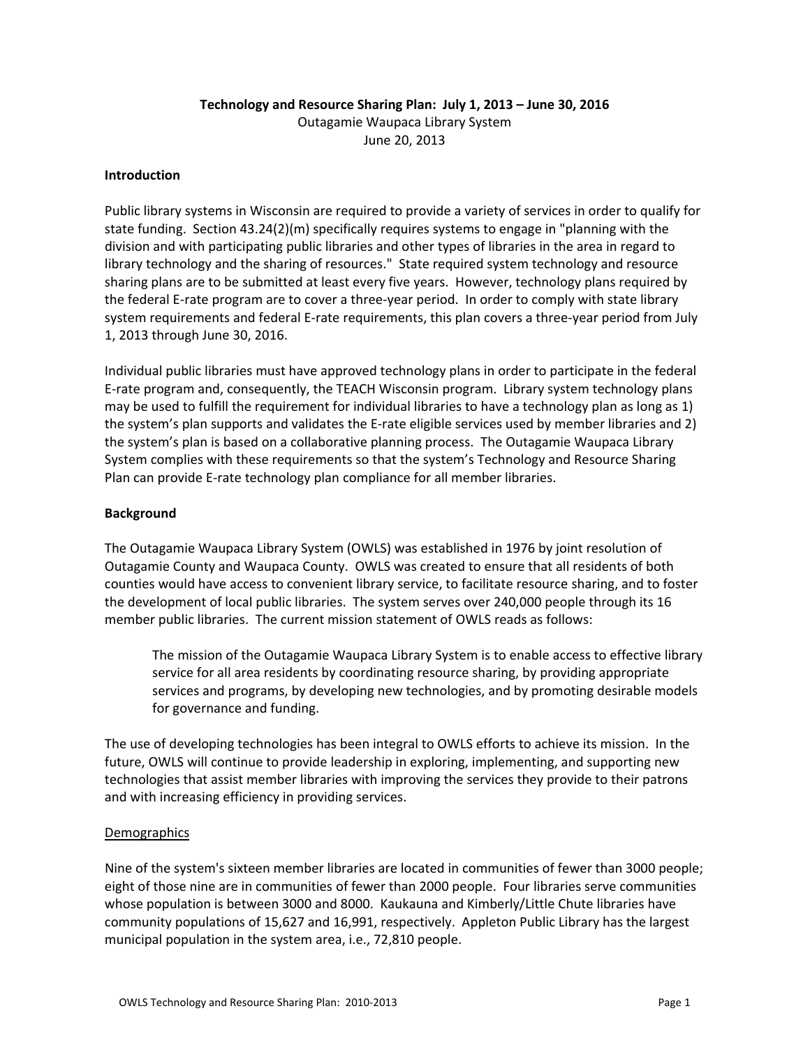# Technology and Resource Sharing Plan: July 1, 2013 – June 30, 2016

Outagamie Waupaca Library System
June 20, 2013

## Introduction

Public library systems in Wisconsin are required to provide a variety of services in order to qualify for state funding. Section 43.24(2)(m) specifically requires systems to engage in "planning with the division and with participating public libraries and other types of libraries in the area in regard to library technology and the sharing of resources." State required system technology and resource sharing plans are to be submitted at least every five years. However, technology plans required by the federal E-rate program are to cover a three-year period. In order to comply with state library system requirements and federal E-rate requirements, this plan covers a three-year period from July 1, 2013 through June 30, 2016.

Individual public libraries must have approved technology plans in order to participate in the federal E-rate program and, consequently, the TEACH Wisconsin program. Library system technology plans may be used to fulfill the requirement for individual libraries to have a technology plan as long as 1) the system's plan supports and validates the E-rate eligible services used by member libraries and 2) the system's plan is based on a collaborative planning process. The Outagamie Waupaca Library System complies with these requirements so that the system's Technology and Resource Sharing Plan can provide E-rate technology plan compliance for all member libraries.

## Background

The Outagamie Waupaca Library System (OWLS) was established in 1976 by joint resolution of Outagamie County and Waupaca County. OWLS was created to ensure that all residents of both counties would have access to convenient library service, to facilitate resource sharing, and to foster the development of local public libraries. The system serves over 240,000 people through its 16 member public libraries. The current mission statement of OWLS reads as follows:

> The mission of the Outagamie Waupaca Library System is to enable access to effective library service for all area residents by coordinating resource sharing, by providing appropriate services and programs, by developing new technologies, and by promoting desirable models for governance and funding.

The use of developing technologies has been integral to OWLS efforts to achieve its mission. In the future, OWLS will continue to provide leadership in exploring, implementing, and supporting new technologies that assist member libraries with improving the services they provide to their patrons and with increasing efficiency in providing services.

### Demographics

Nine of the system's sixteen member libraries are located in communities of fewer than 3000 people; eight of those nine are in communities of fewer than 2000 people. Four libraries serve communities whose population is between 3000 and 8000. Kaukauna and Kimberly/Little Chute libraries have community populations of 15,627 and 16,991, respectively. Appleton Public Library has the largest municipal population in the system area, i.e., 72,810 people.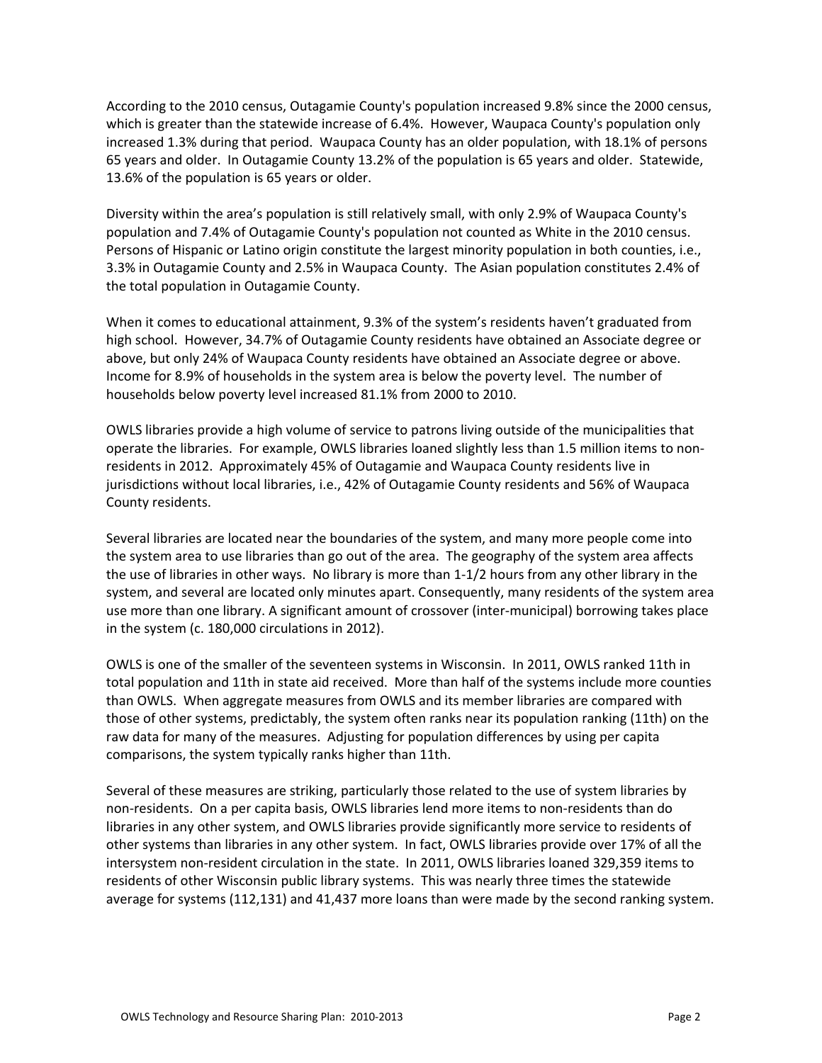According to the 2010 census, Outagamie County's population increased 9.8% since the 2000 census, which is greater than the statewide increase of 6.4%. However, Waupaca County's population only increased 1.3% during that period. Waupaca County has an older population, with 18.1% of persons 65 years and older. In Outagamie County 13.2% of the population is 65 years and older. Statewide, 13.6% of the population is 65 years or older.

Diversity within the area's population is still relatively small, with only 2.9% of Waupaca County's population and 7.4% of Outagamie County's population not counted as White in the 2010 census. Persons of Hispanic or Latino origin constitute the largest minority population in both counties, i.e., 3.3% in Outagamie County and 2.5% in Waupaca County. The Asian population constitutes 2.4% of the total population in Outagamie County.

When it comes to educational attainment, 9.3% of the system's residents haven't graduated from high school. However, 34.7% of Outagamie County residents have obtained an Associate degree or above, but only 24% of Waupaca County residents have obtained an Associate degree or above. Income for 8.9% of households in the system area is below the poverty level. The number of households below poverty level increased 81.1% from 2000 to 2010.

OWLS libraries provide a high volume of service to patrons living outside of the municipalities that operate the libraries. For example, OWLS libraries loaned slightly less than 1.5 million items to non-residents in 2012. Approximately 45% of Outagamie and Waupaca County residents live in jurisdictions without local libraries, i.e., 42% of Outagamie County residents and 56% of Waupaca County residents.

Several libraries are located near the boundaries of the system, and many more people come into the system area to use libraries than go out of the area. The geography of the system area affects the use of libraries in other ways. No library is more than 1-1/2 hours from any other library in the system, and several are located only minutes apart. Consequently, many residents of the system area use more than one library. A significant amount of crossover (inter-municipal) borrowing takes place in the system (c. 180,000 circulations in 2012).

OWLS is one of the smaller of the seventeen systems in Wisconsin. In 2011, OWLS ranked 11th in total population and 11th in state aid received. More than half of the systems include more counties than OWLS. When aggregate measures from OWLS and its member libraries are compared with those of other systems, predictably, the system often ranks near its population ranking (11th) on the raw data for many of the measures. Adjusting for population differences by using per capita comparisons, the system typically ranks higher than 11th.

Several of these measures are striking, particularly those related to the use of system libraries by non-residents. On a per capita basis, OWLS libraries lend more items to non-residents than do libraries in any other system, and OWLS libraries provide significantly more service to residents of other systems than libraries in any other system. In fact, OWLS libraries provide over 17% of all the intersystem non-resident circulation in the state. In 2011, OWLS libraries loaned 329,359 items to residents of other Wisconsin public library systems. This was nearly three times the statewide average for systems (112,131) and 41,437 more loans than were made by the second ranking system.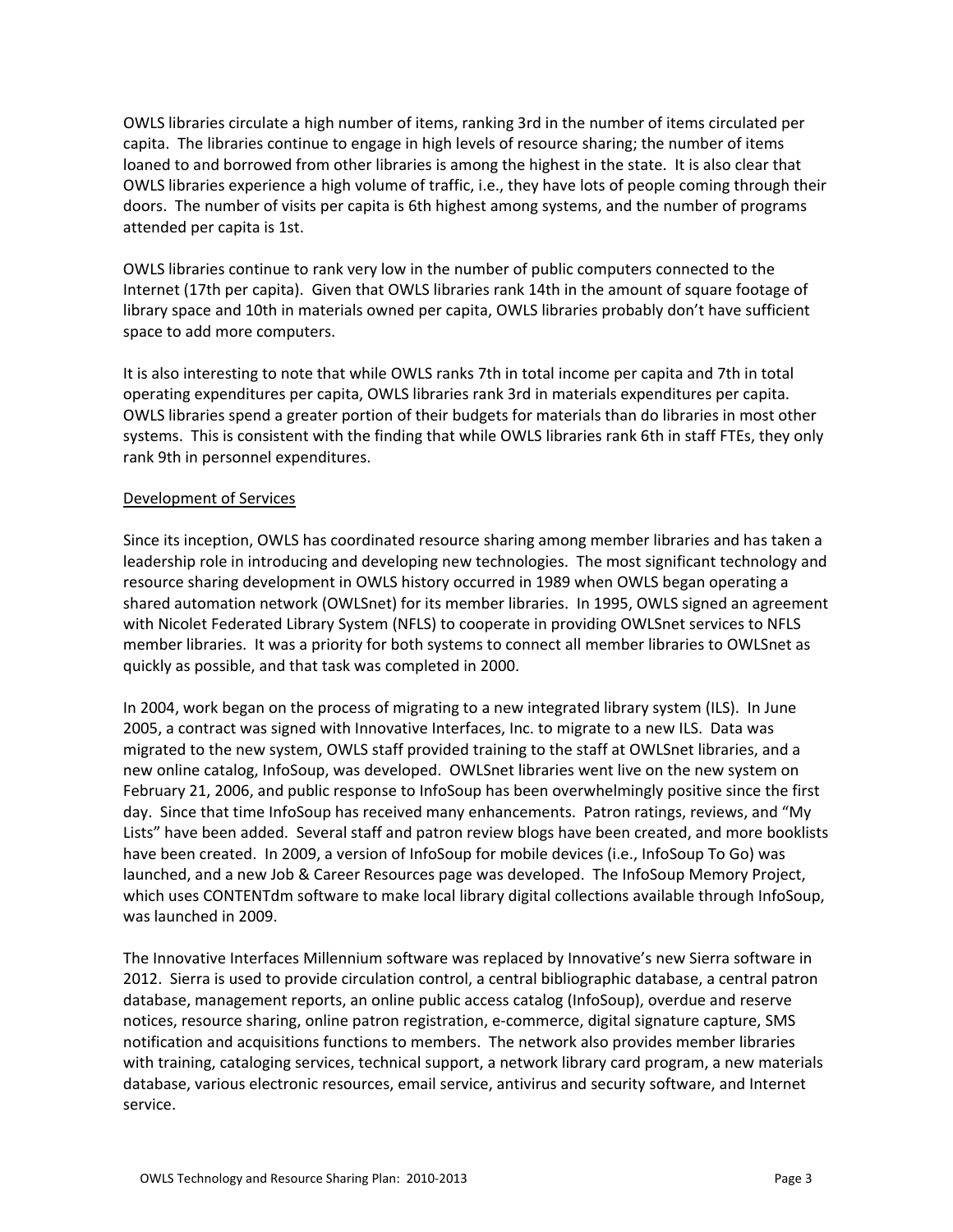OWLS libraries circulate a high number of items, ranking 3rd in the number of items circulated per capita. The libraries continue to engage in high levels of resource sharing; the number of items loaned to and borrowed from other libraries is among the highest in the state. It is also clear that OWLS libraries experience a high volume of traffic, i.e., they have lots of people coming through their doors. The number of visits per capita is 6th highest among systems, and the number of programs attended per capita is 1st.

OWLS libraries continue to rank very low in the number of public computers connected to the Internet (17th per capita). Given that OWLS libraries rank 14th in the amount of square footage of library space and 10th in materials owned per capita, OWLS libraries probably don't have sufficient space to add more computers.

It is also interesting to note that while OWLS ranks 7th in total income per capita and 7th in total operating expenditures per capita, OWLS libraries rank 3rd in materials expenditures per capita. OWLS libraries spend a greater portion of their budgets for materials than do libraries in most other systems. This is consistent with the finding that while OWLS libraries rank 6th in staff FTEs, they only rank 9th in personnel expenditures.

<u>Development of Services</u>

Since its inception, OWLS has coordinated resource sharing among member libraries and has taken a leadership role in introducing and developing new technologies. The most significant technology and resource sharing development in OWLS history occurred in 1989 when OWLS began operating a shared automation network (OWLSnet) for its member libraries. In 1995, OWLS signed an agreement with Nicolet Federated Library System (NFLS) to cooperate in providing OWLSnet services to NFLS member libraries. It was a priority for both systems to connect all member libraries to OWLSnet as quickly as possible, and that task was completed in 2000.

In 2004, work began on the process of migrating to a new integrated library system (ILS). In June 2005, a contract was signed with Innovative Interfaces, Inc. to migrate to a new ILS. Data was migrated to the new system, OWLS staff provided training to the staff at OWLSnet libraries, and a new online catalog, InfoSoup, was developed. OWLSnet libraries went live on the new system on February 21, 2006, and public response to InfoSoup has been overwhelmingly positive since the first day. Since that time InfoSoup has received many enhancements. Patron ratings, reviews, and "My Lists" have been added. Several staff and patron review blogs have been created, and more booklists have been created. In 2009, a version of InfoSoup for mobile devices (i.e., InfoSoup To Go) was launched, and a new Job & Career Resources page was developed. The InfoSoup Memory Project, which uses CONTENTdm software to make local library digital collections available through InfoSoup, was launched in 2009.

The Innovative Interfaces Millennium software was replaced by Innovative's new Sierra software in 2012. Sierra is used to provide circulation control, a central bibliographic database, a central patron database, management reports, an online public access catalog (InfoSoup), overdue and reserve notices, resource sharing, online patron registration, e-commerce, digital signature capture, SMS notification and acquisitions functions to members. The network also provides member libraries with training, cataloging services, technical support, a network library card program, a new materials database, various electronic resources, email service, antivirus and security software, and Internet service.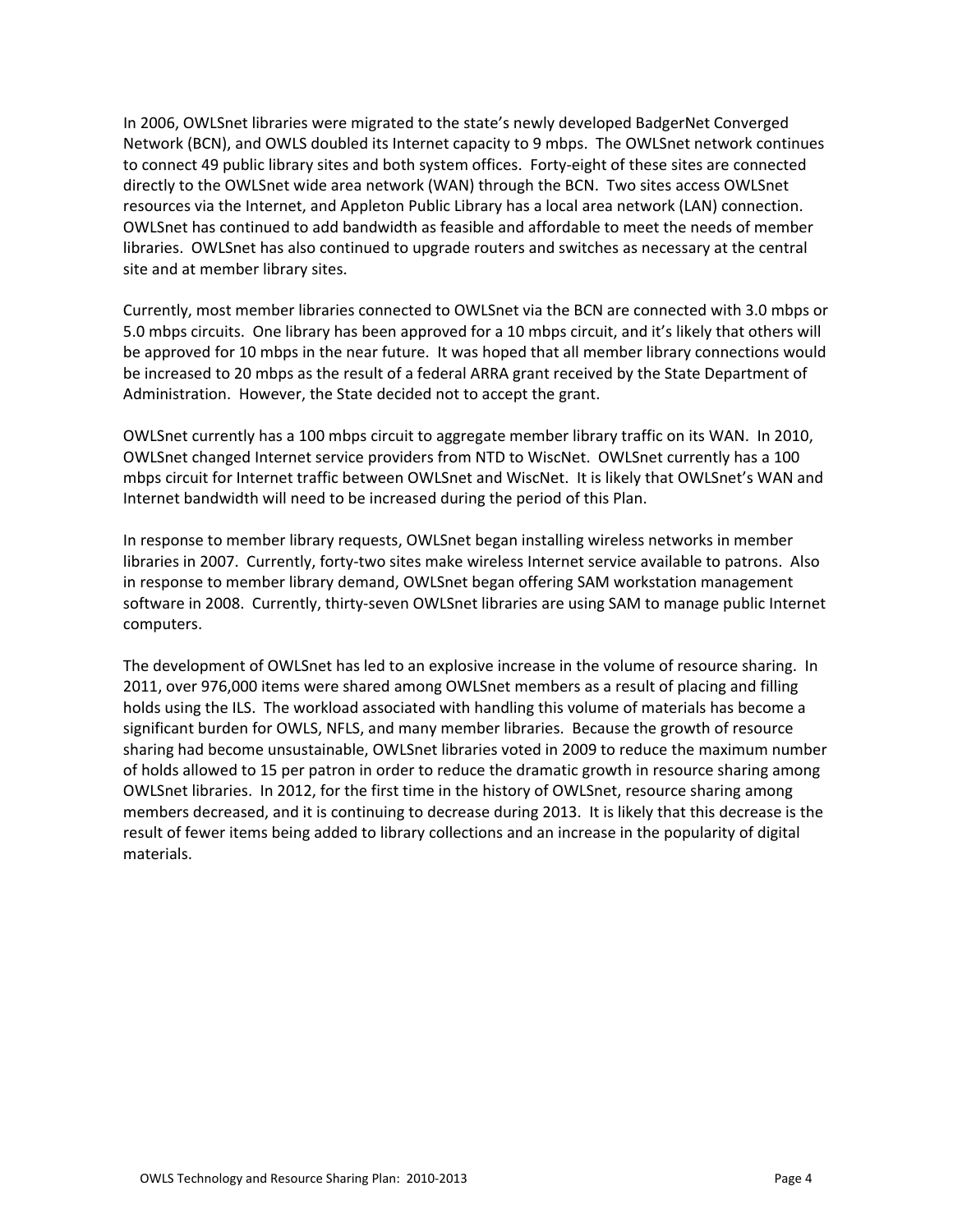In 2006, OWLSnet libraries were migrated to the state's newly developed BadgerNet Converged Network (BCN), and OWLS doubled its Internet capacity to 9 mbps. The OWLSnet network continues to connect 49 public library sites and both system offices. Forty-eight of these sites are connected directly to the OWLSnet wide area network (WAN) through the BCN. Two sites access OWLSnet resources via the Internet, and Appleton Public Library has a local area network (LAN) connection. OWLSnet has continued to add bandwidth as feasible and affordable to meet the needs of member libraries. OWLSnet has also continued to upgrade routers and switches as necessary at the central site and at member library sites.

Currently, most member libraries connected to OWLSnet via the BCN are connected with 3.0 mbps or 5.0 mbps circuits. One library has been approved for a 10 mbps circuit, and it's likely that others will be approved for 10 mbps in the near future. It was hoped that all member library connections would be increased to 20 mbps as the result of a federal ARRA grant received by the State Department of Administration. However, the State decided not to accept the grant.

OWLSnet currently has a 100 mbps circuit to aggregate member library traffic on its WAN. In 2010, OWLSnet changed Internet service providers from NTD to WiscNet. OWLSnet currently has a 100 mbps circuit for Internet traffic between OWLSnet and WiscNet. It is likely that OWLSnet's WAN and Internet bandwidth will need to be increased during the period of this Plan.

In response to member library requests, OWLSnet began installing wireless networks in member libraries in 2007. Currently, forty-two sites make wireless Internet service available to patrons. Also in response to member library demand, OWLSnet began offering SAM workstation management software in 2008. Currently, thirty-seven OWLSnet libraries are using SAM to manage public Internet computers.

The development of OWLSnet has led to an explosive increase in the volume of resource sharing. In 2011, over 976,000 items were shared among OWLSnet members as a result of placing and filling holds using the ILS. The workload associated with handling this volume of materials has become a significant burden for OWLS, NFLS, and many member libraries. Because the growth of resource sharing had become unsustainable, OWLSnet libraries voted in 2009 to reduce the maximum number of holds allowed to 15 per patron in order to reduce the dramatic growth in resource sharing among OWLSnet libraries. In 2012, for the first time in the history of OWLSnet, resource sharing among members decreased, and it is continuing to decrease during 2013. It is likely that this decrease is the result of fewer items being added to library collections and an increase in the popularity of digital materials.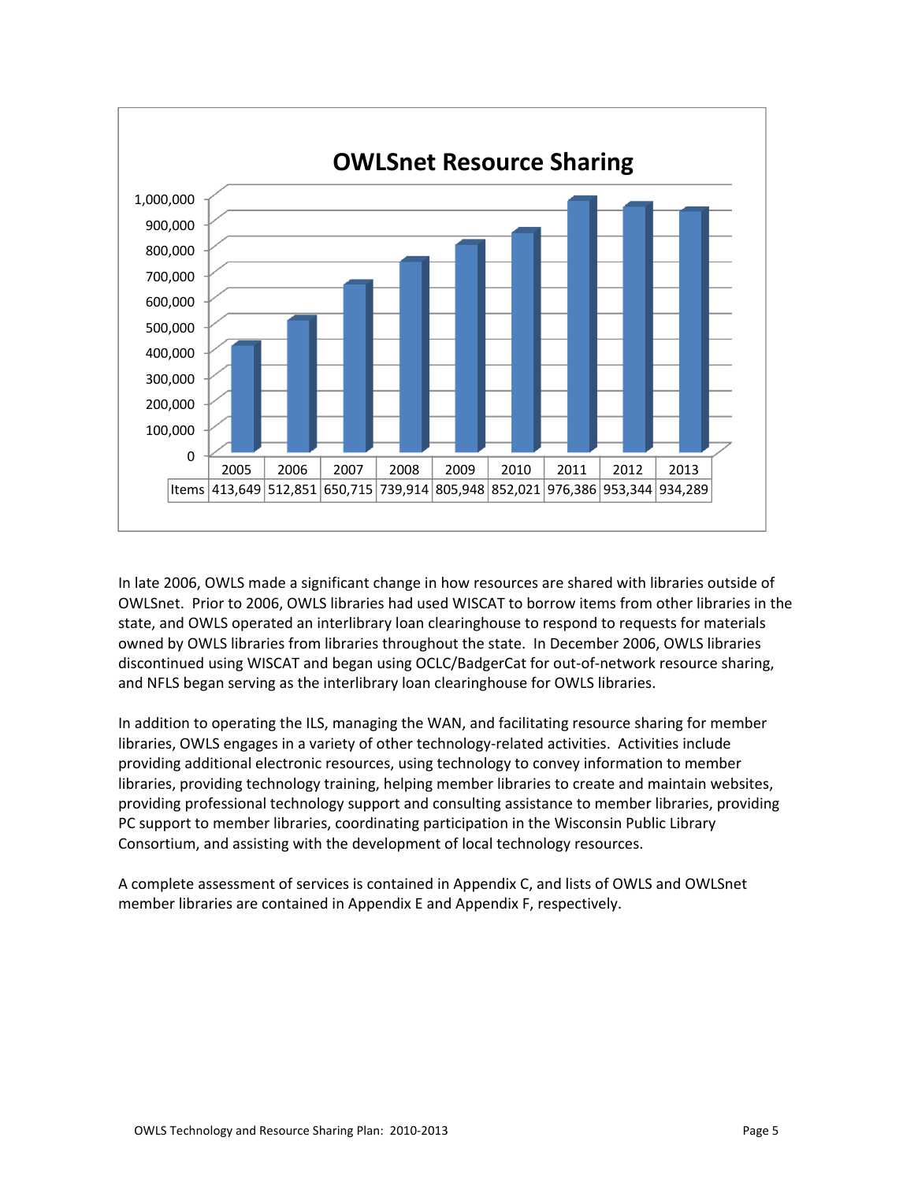**OWLSnet Resource Sharing**

| | 2005 | 2006 | 2007 | 2008 | 2009 | 2010 | 2011 | 2012 | 2013 |
|---|---|---|---|---|---|---|---|---|---|
| Items | 413,649 | 512,851 | 650,715 | 739,914 | 805,948 | 852,021 | 976,386 | 953,344 | 934,289 |

In late 2006, OWLS made a significant change in how resources are shared with libraries outside of OWLSnet. Prior to 2006, OWLS libraries had used WISCAT to borrow items from other libraries in the state, and OWLS operated an interlibrary loan clearinghouse to respond to requests for materials owned by OWLS libraries from libraries throughout the state. In December 2006, OWLS libraries discontinued using WISCAT and began using OCLC/BadgerCat for out-of-network resource sharing, and NFLS began serving as the interlibrary loan clearinghouse for OWLS libraries.

In addition to operating the ILS, managing the WAN, and facilitating resource sharing for member libraries, OWLS engages in a variety of other technology-related activities. Activities include providing additional electronic resources, using technology to convey information to member libraries, providing technology training, helping member libraries to create and maintain websites, providing professional technology support and consulting assistance to member libraries, providing PC support to member libraries, coordinating participation in the Wisconsin Public Library Consortium, and assisting with the development of local technology resources.

A complete assessment of services is contained in Appendix C, and lists of OWLS and OWLSnet member libraries are contained in Appendix E and Appendix F, respectively.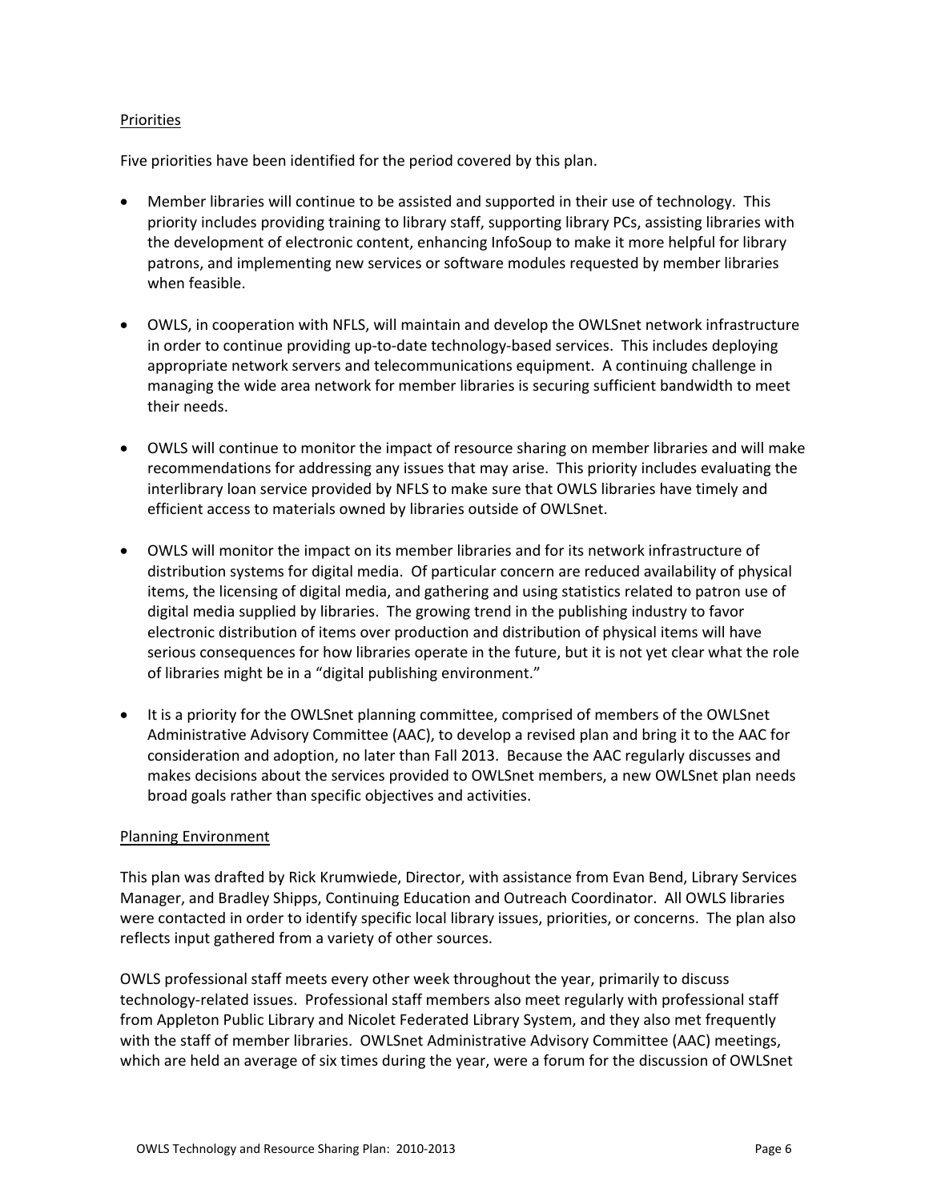## Priorities

Five priorities have been identified for the period covered by this plan.

- Member libraries will continue to be assisted and supported in their use of technology. This priority includes providing training to library staff, supporting library PCs, assisting libraries with the development of electronic content, enhancing InfoSoup to make it more helpful for library patrons, and implementing new services or software modules requested by member libraries when feasible.

- OWLS, in cooperation with NFLS, will maintain and develop the OWLSnet network infrastructure in order to continue providing up-to-date technology-based services. This includes deploying appropriate network servers and telecommunications equipment. A continuing challenge in managing the wide area network for member libraries is securing sufficient bandwidth to meet their needs.

- OWLS will continue to monitor the impact of resource sharing on member libraries and will make recommendations for addressing any issues that may arise. This priority includes evaluating the interlibrary loan service provided by NFLS to make sure that OWLS libraries have timely and efficient access to materials owned by libraries outside of OWLSnet.

- OWLS will monitor the impact on its member libraries and for its network infrastructure of distribution systems for digital media. Of particular concern are reduced availability of physical items, the licensing of digital media, and gathering and using statistics related to patron use of digital media supplied by libraries. The growing trend in the publishing industry to favor electronic distribution of items over production and distribution of physical items will have serious consequences for how libraries operate in the future, but it is not yet clear what the role of libraries might be in a "digital publishing environment."

- It is a priority for the OWLSnet planning committee, comprised of members of the OWLSnet Administrative Advisory Committee (AAC), to develop a revised plan and bring it to the AAC for consideration and adoption, no later than Fall 2013. Because the AAC regularly discusses and makes decisions about the services provided to OWLSnet members, a new OWLSnet plan needs broad goals rather than specific objectives and activities.

## Planning Environment

This plan was drafted by Rick Krumwiede, Director, with assistance from Evan Bend, Library Services Manager, and Bradley Shipps, Continuing Education and Outreach Coordinator. All OWLS libraries were contacted in order to identify specific local library issues, priorities, or concerns. The plan also reflects input gathered from a variety of other sources.

OWLS professional staff meets every other week throughout the year, primarily to discuss technology-related issues. Professional staff members also meet regularly with professional staff from Appleton Public Library and Nicolet Federated Library System, and they also met frequently with the staff of member libraries. OWLSnet Administrative Advisory Committee (AAC) meetings, which are held an average of six times during the year, were a forum for the discussion of OWLSnet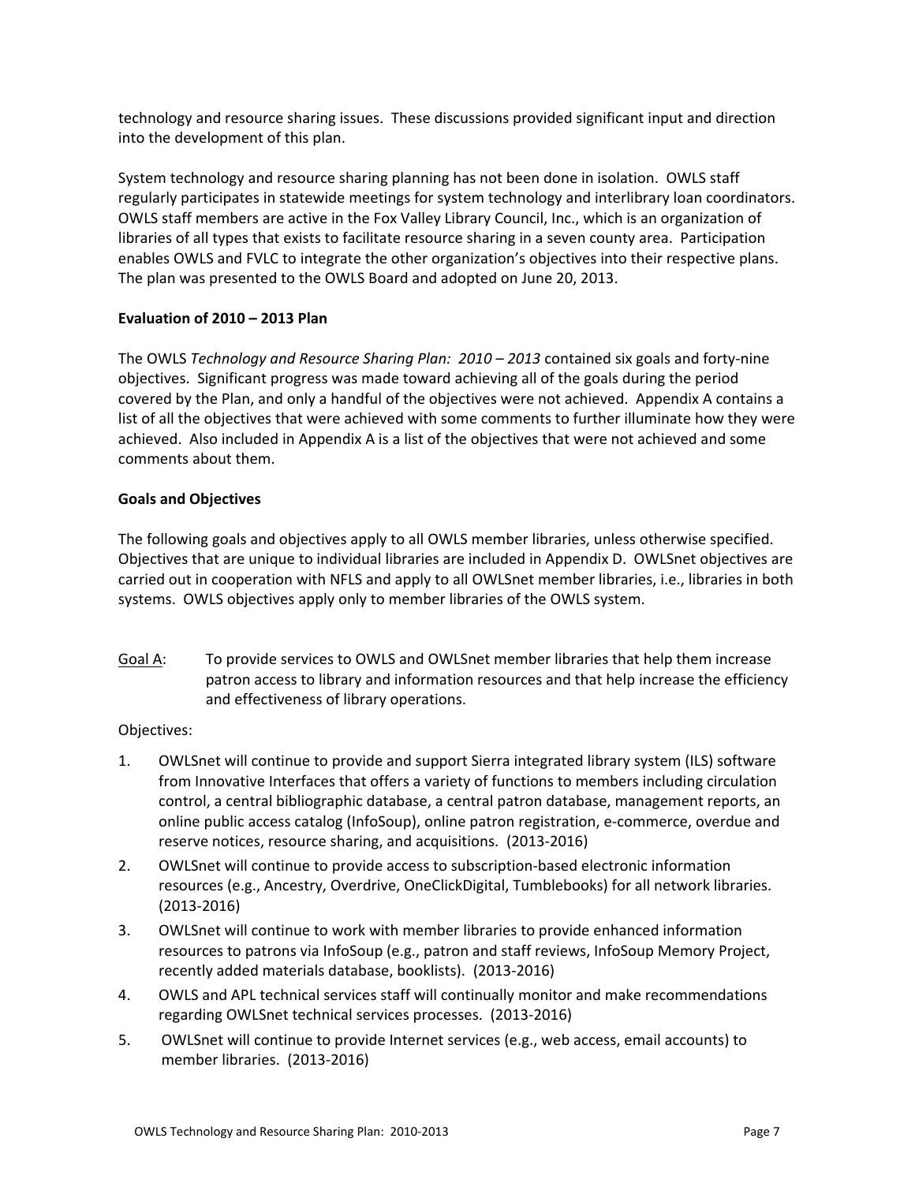technology and resource sharing issues. These discussions provided significant input and direction into the development of this plan.

System technology and resource sharing planning has not been done in isolation. OWLS staff regularly participates in statewide meetings for system technology and interlibrary loan coordinators. OWLS staff members are active in the Fox Valley Library Council, Inc., which is an organization of libraries of all types that exists to facilitate resource sharing in a seven county area. Participation enables OWLS and FVLC to integrate the other organization's objectives into their respective plans. The plan was presented to the OWLS Board and adopted on June 20, 2013.

**Evaluation of 2010 – 2013 Plan**

The OWLS *Technology and Resource Sharing Plan: 2010 – 2013* contained six goals and forty-nine objectives. Significant progress was made toward achieving all of the goals during the period covered by the Plan, and only a handful of the objectives were not achieved. Appendix A contains a list of all the objectives that were achieved with some comments to further illuminate how they were achieved. Also included in Appendix A is a list of the objectives that were not achieved and some comments about them.

**Goals and Objectives**

The following goals and objectives apply to all OWLS member libraries, unless otherwise specified. Objectives that are unique to individual libraries are included in Appendix D. OWLSnet objectives are carried out in cooperation with NFLS and apply to all OWLSnet member libraries, i.e., libraries in both systems. OWLS objectives apply only to member libraries of the OWLS system.

Goal A: To provide services to OWLS and OWLSnet member libraries that help them increase patron access to library and information resources and that help increase the efficiency and effectiveness of library operations.

Objectives:

1. OWLSnet will continue to provide and support Sierra integrated library system (ILS) software from Innovative Interfaces that offers a variety of functions to members including circulation control, a central bibliographic database, a central patron database, management reports, an online public access catalog (InfoSoup), online patron registration, e-commerce, overdue and reserve notices, resource sharing, and acquisitions. (2013-2016)
2. OWLSnet will continue to provide access to subscription-based electronic information resources (e.g., Ancestry, Overdrive, OneClickDigital, Tumblebooks) for all network libraries. (2013-2016)
3. OWLSnet will continue to work with member libraries to provide enhanced information resources to patrons via InfoSoup (e.g., patron and staff reviews, InfoSoup Memory Project, recently added materials database, booklists). (2013-2016)
4. OWLS and APL technical services staff will continually monitor and make recommendations regarding OWLSnet technical services processes. (2013-2016)
5. OWLSnet will continue to provide Internet services (e.g., web access, email accounts) to member libraries. (2013-2016)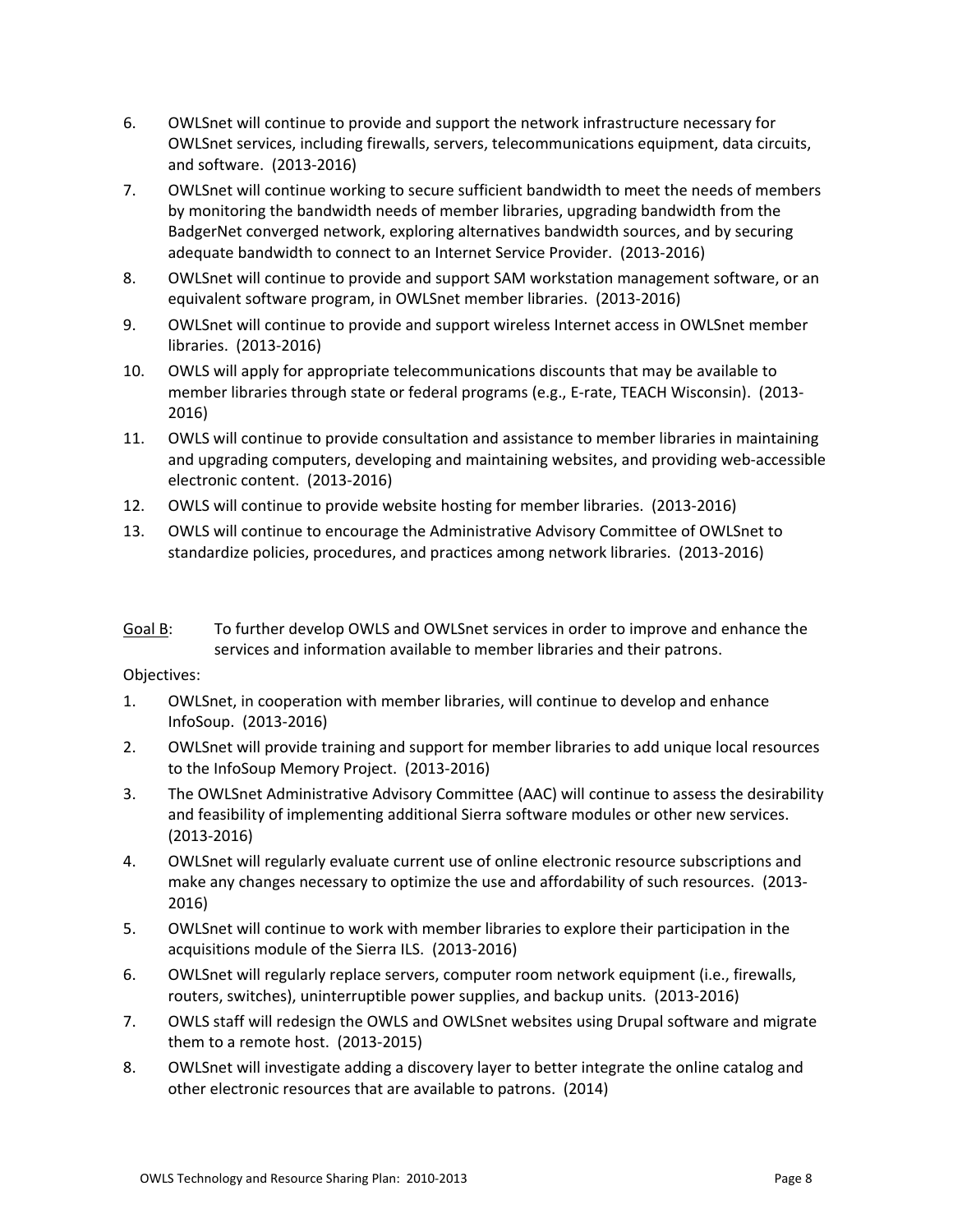6. OWLSnet will continue to provide and support the network infrastructure necessary for OWLSnet services, including firewalls, servers, telecommunications equipment, data circuits, and software. (2013-2016)
7. OWLSnet will continue working to secure sufficient bandwidth to meet the needs of members by monitoring the bandwidth needs of member libraries, upgrading bandwidth from the BadgerNet converged network, exploring alternatives bandwidth sources, and by securing adequate bandwidth to connect to an Internet Service Provider. (2013-2016)
8. OWLSnet will continue to provide and support SAM workstation management software, or an equivalent software program, in OWLSnet member libraries. (2013-2016)
9. OWLSnet will continue to provide and support wireless Internet access in OWLSnet member libraries. (2013-2016)
10. OWLS will apply for appropriate telecommunications discounts that may be available to member libraries through state or federal programs (e.g., E-rate, TEACH Wisconsin). (2013-2016)
11. OWLS will continue to provide consultation and assistance to member libraries in maintaining and upgrading computers, developing and maintaining websites, and providing web-accessible electronic content. (2013-2016)
12. OWLS will continue to provide website hosting for member libraries. (2013-2016)
13. OWLS will continue to encourage the Administrative Advisory Committee of OWLSnet to standardize policies, procedures, and practices among network libraries. (2013-2016)

<u>Goal B</u>: To further develop OWLS and OWLSnet services in order to improve and enhance the services and information available to member libraries and their patrons.

Objectives:

1. OWLSnet, in cooperation with member libraries, will continue to develop and enhance InfoSoup. (2013-2016)
2. OWLSnet will provide training and support for member libraries to add unique local resources to the InfoSoup Memory Project. (2013-2016)
3. The OWLSnet Administrative Advisory Committee (AAC) will continue to assess the desirability and feasibility of implementing additional Sierra software modules or other new services. (2013-2016)
4. OWLSnet will regularly evaluate current use of online electronic resource subscriptions and make any changes necessary to optimize the use and affordability of such resources. (2013-2016)
5. OWLSnet will continue to work with member libraries to explore their participation in the acquisitions module of the Sierra ILS. (2013-2016)
6. OWLSnet will regularly replace servers, computer room network equipment (i.e., firewalls, routers, switches), uninterruptible power supplies, and backup units. (2013-2016)
7. OWLS staff will redesign the OWLS and OWLSnet websites using Drupal software and migrate them to a remote host. (2013-2015)
8. OWLSnet will investigate adding a discovery layer to better integrate the online catalog and other electronic resources that are available to patrons. (2014)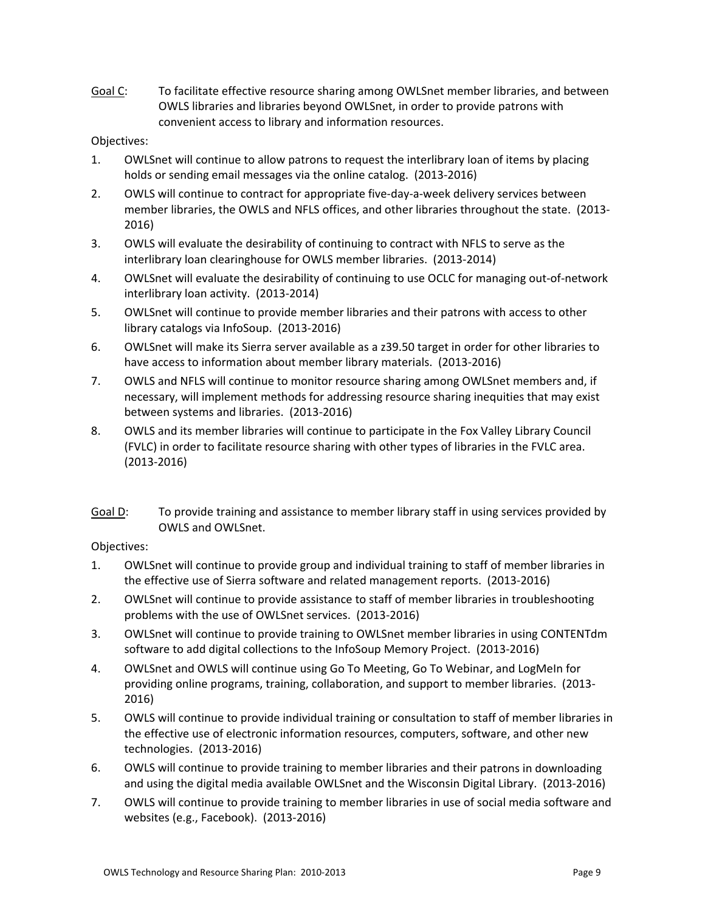Goal C: To facilitate effective resource sharing among OWLSnet member libraries, and between OWLS libraries and libraries beyond OWLSnet, in order to provide patrons with convenient access to library and information resources.

Objectives:

1. OWLSnet will continue to allow patrons to request the interlibrary loan of items by placing holds or sending email messages via the online catalog. (2013-2016)
2. OWLS will continue to contract for appropriate five-day-a-week delivery services between member libraries, the OWLS and NFLS offices, and other libraries throughout the state. (2013-2016)
3. OWLS will evaluate the desirability of continuing to contract with NFLS to serve as the interlibrary loan clearinghouse for OWLS member libraries. (2013-2014)
4. OWLSnet will evaluate the desirability of continuing to use OCLC for managing out-of-network interlibrary loan activity. (2013-2014)
5. OWLSnet will continue to provide member libraries and their patrons with access to other library catalogs via InfoSoup. (2013-2016)
6. OWLSnet will make its Sierra server available as a z39.50 target in order for other libraries to have access to information about member library materials. (2013-2016)
7. OWLS and NFLS will continue to monitor resource sharing among OWLSnet members and, if necessary, will implement methods for addressing resource sharing inequities that may exist between systems and libraries. (2013-2016)
8. OWLS and its member libraries will continue to participate in the Fox Valley Library Council (FVLC) in order to facilitate resource sharing with other types of libraries in the FVLC area. (2013-2016)

Goal D: To provide training and assistance to member library staff in using services provided by OWLS and OWLSnet.

Objectives:

1. OWLSnet will continue to provide group and individual training to staff of member libraries in the effective use of Sierra software and related management reports. (2013-2016)
2. OWLSnet will continue to provide assistance to staff of member libraries in troubleshooting problems with the use of OWLSnet services. (2013-2016)
3. OWLSnet will continue to provide training to OWLSnet member libraries in using CONTENTdm software to add digital collections to the InfoSoup Memory Project. (2013-2016)
4. OWLSnet and OWLS will continue using Go To Meeting, Go To Webinar, and LogMeIn for providing online programs, training, collaboration, and support to member libraries. (2013-2016)
5. OWLS will continue to provide individual training or consultation to staff of member libraries in the effective use of electronic information resources, computers, software, and other new technologies. (2013-2016)
6. OWLS will continue to provide training to member libraries and their patrons in downloading and using the digital media available OWLSnet and the Wisconsin Digital Library. (2013-2016)
7. OWLS will continue to provide training to member libraries in use of social media software and websites (e.g., Facebook). (2013-2016)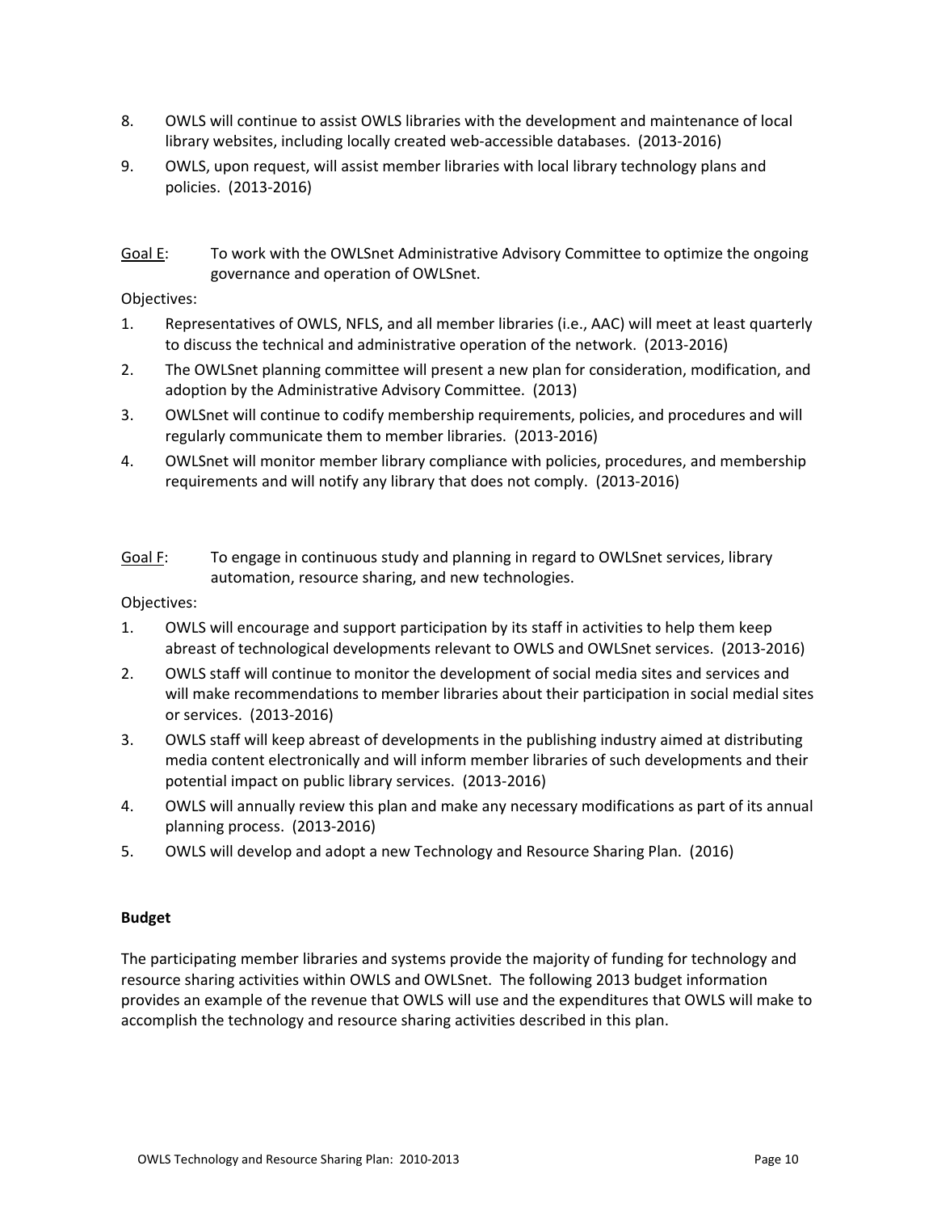8. OWLS will continue to assist OWLS libraries with the development and maintenance of local library websites, including locally created web-accessible databases. (2013-2016)
9. OWLS, upon request, will assist member libraries with local library technology plans and policies. (2013-2016)

<u>Goal E</u>: To work with the OWLSnet Administrative Advisory Committee to optimize the ongoing governance and operation of OWLSnet.

Objectives:

1. Representatives of OWLS, NFLS, and all member libraries (i.e., AAC) will meet at least quarterly to discuss the technical and administrative operation of the network. (2013-2016)
2. The OWLSnet planning committee will present a new plan for consideration, modification, and adoption by the Administrative Advisory Committee. (2013)
3. OWLSnet will continue to codify membership requirements, policies, and procedures and will regularly communicate them to member libraries. (2013-2016)
4. OWLSnet will monitor member library compliance with policies, procedures, and membership requirements and will notify any library that does not comply. (2013-2016)

<u>Goal F</u>: To engage in continuous study and planning in regard to OWLSnet services, library automation, resource sharing, and new technologies.

Objectives:

1. OWLS will encourage and support participation by its staff in activities to help them keep abreast of technological developments relevant to OWLS and OWLSnet services. (2013-2016)
2. OWLS staff will continue to monitor the development of social media sites and services and will make recommendations to member libraries about their participation in social medial sites or services. (2013-2016)
3. OWLS staff will keep abreast of developments in the publishing industry aimed at distributing media content electronically and will inform member libraries of such developments and their potential impact on public library services. (2013-2016)
4. OWLS will annually review this plan and make any necessary modifications as part of its annual planning process. (2013-2016)
5. OWLS will develop and adopt a new Technology and Resource Sharing Plan. (2016)

**Budget**

The participating member libraries and systems provide the majority of funding for technology and resource sharing activities within OWLS and OWLSnet. The following 2013 budget information provides an example of the revenue that OWLS will use and the expenditures that OWLS will make to accomplish the technology and resource sharing activities described in this plan.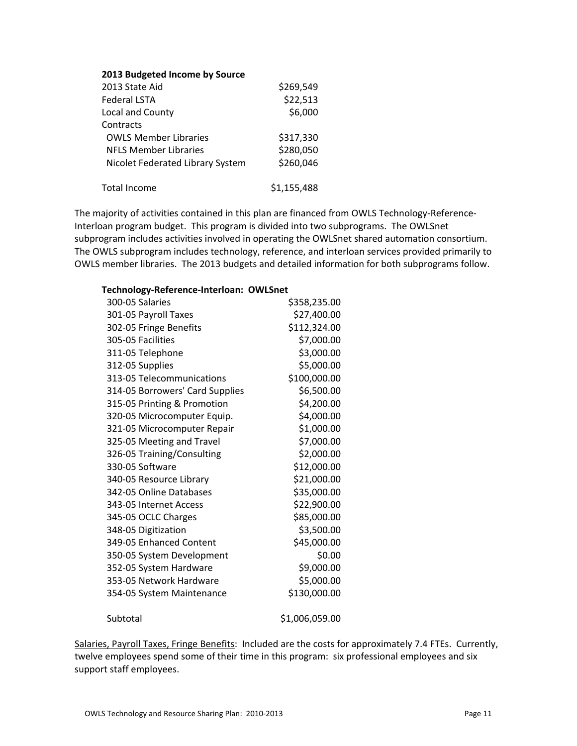**2013 Budgeted Income by Source**

| | |
|---|---|
| 2013 State Aid | $269,549 |
| Federal LSTA | $22,513 |
| Local and County | $6,000 |
| Contracts | |
| OWLS Member Libraries | $317,330 |
| NFLS Member Libraries | $280,050 |
| Nicolet Federated Library System | $260,046 |
| Total Income | $1,155,488 |

The majority of activities contained in this plan are financed from OWLS Technology-Reference-Interloan program budget. This program is divided into two subprograms. The OWLSnet subprogram includes activities involved in operating the OWLSnet shared automation consortium. The OWLS subprogram includes technology, reference, and interloan services provided primarily to OWLS member libraries. The 2013 budgets and detailed information for both subprograms follow.

**Technology-Reference-Interloan: OWLSnet**

| | |
|---|---|
| 300-05 Salaries | $358,235.00 |
| 301-05 Payroll Taxes | $27,400.00 |
| 302-05 Fringe Benefits | $112,324.00 |
| 305-05 Facilities | $7,000.00 |
| 311-05 Telephone | $3,000.00 |
| 312-05 Supplies | $5,000.00 |
| 313-05 Telecommunications | $100,000.00 |
| 314-05 Borrowers' Card Supplies | $6,500.00 |
| 315-05 Printing & Promotion | $4,200.00 |
| 320-05 Microcomputer Equip. | $4,000.00 |
| 321-05 Microcomputer Repair | $1,000.00 |
| 325-05 Meeting and Travel | $7,000.00 |
| 326-05 Training/Consulting | $2,000.00 |
| 330-05 Software | $12,000.00 |
| 340-05 Resource Library | $21,000.00 |
| 342-05 Online Databases | $35,000.00 |
| 343-05 Internet Access | $22,900.00 |
| 345-05 OCLC Charges | $85,000.00 |
| 348-05 Digitization | $3,500.00 |
| 349-05 Enhanced Content | $45,000.00 |
| 350-05 System Development | $0.00 |
| 352-05 System Hardware | $9,000.00 |
| 353-05 Network Hardware | $5,000.00 |
| 354-05 System Maintenance | $130,000.00 |
| Subtotal | $1,006,059.00 |

Salaries, Payroll Taxes, Fringe Benefits: Included are the costs for approximately 7.4 FTEs. Currently, twelve employees spend some of their time in this program: six professional employees and six support staff employees.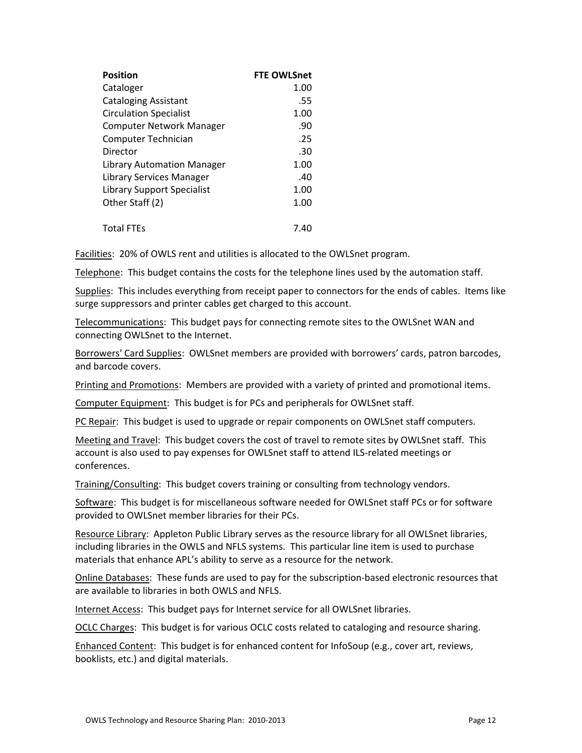| Position | FTE OWLSnet |
|---|---|
| Cataloger | 1.00 |
| Cataloging Assistant | .55 |
| Circulation Specialist | 1.00 |
| Computer Network Manager | .90 |
| Computer Technician | .25 |
| Director | .30 |
| Library Automation Manager | 1.00 |
| Library Services Manager | .40 |
| Library Support Specialist | 1.00 |
| Other Staff (2) | 1.00 |
| | |
| Total FTEs | 7.40 |

Facilities: 20% of OWLS rent and utilities is allocated to the OWLSnet program.

Telephone: This budget contains the costs for the telephone lines used by the automation staff.

Supplies: This includes everything from receipt paper to connectors for the ends of cables. Items like surge suppressors and printer cables get charged to this account.

Telecommunications: This budget pays for connecting remote sites to the OWLSnet WAN and connecting OWLSnet to the Internet.

Borrowers' Card Supplies: OWLSnet members are provided with borrowers' cards, patron barcodes, and barcode covers.

Printing and Promotions: Members are provided with a variety of printed and promotional items.

Computer Equipment: This budget is for PCs and peripherals for OWLSnet staff.

PC Repair: This budget is used to upgrade or repair components on OWLSnet staff computers.

Meeting and Travel: This budget covers the cost of travel to remote sites by OWLSnet staff. This account is also used to pay expenses for OWLSnet staff to attend ILS-related meetings or conferences.

Training/Consulting: This budget covers training or consulting from technology vendors.

Software: This budget is for miscellaneous software needed for OWLSnet staff PCs or for software provided to OWLSnet member libraries for their PCs.

Resource Library: Appleton Public Library serves as the resource library for all OWLSnet libraries, including libraries in the OWLS and NFLS systems. This particular line item is used to purchase materials that enhance APL's ability to serve as a resource for the network.

Online Databases: These funds are used to pay for the subscription-based electronic resources that are available to libraries in both OWLS and NFLS.

Internet Access: This budget pays for Internet service for all OWLSnet libraries.

OCLC Charges: This budget is for various OCLC costs related to cataloging and resource sharing.

Enhanced Content: This budget is for enhanced content for InfoSoup (e.g., cover art, reviews, booklists, etc.) and digital materials.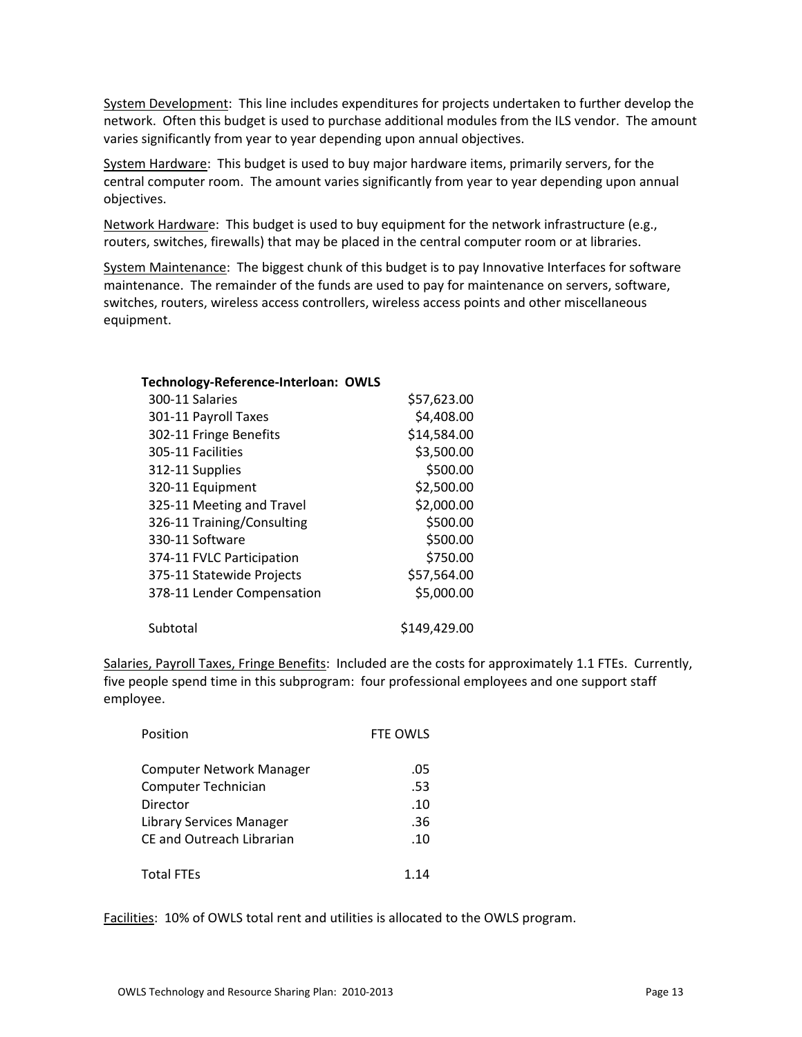<u>System Development</u>: This line includes expenditures for projects undertaken to further develop the network. Often this budget is used to purchase additional modules from the ILS vendor. The amount varies significantly from year to year depending upon annual objectives.

<u>System Hardware</u>: This budget is used to buy major hardware items, primarily servers, for the central computer room. The amount varies significantly from year to year depending upon annual objectives.

<u>Network Hardware</u>: This budget is used to buy equipment for the network infrastructure (e.g., routers, switches, firewalls) that may be placed in the central computer room or at libraries.

<u>System Maintenance</u>: The biggest chunk of this budget is to pay Innovative Interfaces for software maintenance. The remainder of the funds are used to pay for maintenance on servers, software, switches, routers, wireless access controllers, wireless access points and other miscellaneous equipment.

| **Technology-Reference-Interloan: OWLS** | |
|---|---|
| 300-11 Salaries | $57,623.00 |
| 301-11 Payroll Taxes | $4,408.00 |
| 302-11 Fringe Benefits | $14,584.00 |
| 305-11 Facilities | $3,500.00 |
| 312-11 Supplies | $500.00 |
| 320-11 Equipment | $2,500.00 |
| 325-11 Meeting and Travel | $2,000.00 |
| 326-11 Training/Consulting | $500.00 |
| 330-11 Software | $500.00 |
| 374-11 FVLC Participation | $750.00 |
| 375-11 Statewide Projects | $57,564.00 |
| 378-11 Lender Compensation | $5,000.00 |
| Subtotal | $149,429.00 |

<u>Salaries, Payroll Taxes, Fringe Benefits</u>: Included are the costs for approximately 1.1 FTEs. Currently, five people spend time in this subprogram: four professional employees and one support staff employee.

| Position | FTE OWLS |
|---|---|
| Computer Network Manager | .05 |
| Computer Technician | .53 |
| Director | .10 |
| Library Services Manager | .36 |
| CE and Outreach Librarian | .10 |
| Total FTEs | 1.14 |

<u>Facilities</u>: 10% of OWLS total rent and utilities is allocated to the OWLS program.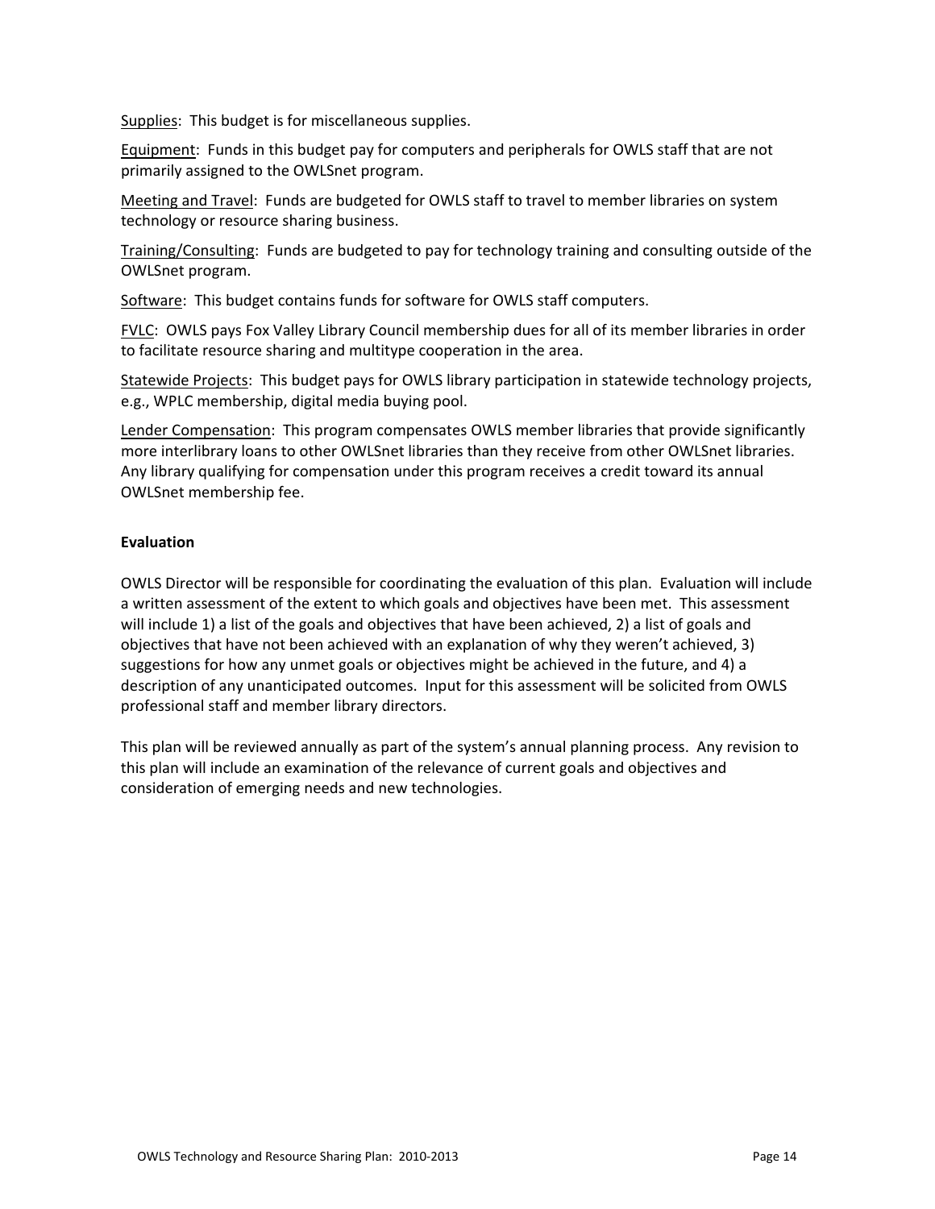Supplies: This budget is for miscellaneous supplies.

Equipment: Funds in this budget pay for computers and peripherals for OWLS staff that are not primarily assigned to the OWLSnet program.

Meeting and Travel: Funds are budgeted for OWLS staff to travel to member libraries on system technology or resource sharing business.

Training/Consulting: Funds are budgeted to pay for technology training and consulting outside of the OWLSnet program.

Software: This budget contains funds for software for OWLS staff computers.

FVLC: OWLS pays Fox Valley Library Council membership dues for all of its member libraries in order to facilitate resource sharing and multitype cooperation in the area.

Statewide Projects: This budget pays for OWLS library participation in statewide technology projects, e.g., WPLC membership, digital media buying pool.

Lender Compensation: This program compensates OWLS member libraries that provide significantly more interlibrary loans to other OWLSnet libraries than they receive from other OWLSnet libraries. Any library qualifying for compensation under this program receives a credit toward its annual OWLSnet membership fee.

**Evaluation**

OWLS Director will be responsible for coordinating the evaluation of this plan. Evaluation will include a written assessment of the extent to which goals and objectives have been met. This assessment will include 1) a list of the goals and objectives that have been achieved, 2) a list of goals and objectives that have not been achieved with an explanation of why they weren't achieved, 3) suggestions for how any unmet goals or objectives might be achieved in the future, and 4) a description of any unanticipated outcomes. Input for this assessment will be solicited from OWLS professional staff and member library directors.

This plan will be reviewed annually as part of the system's annual planning process. Any revision to this plan will include an examination of the relevance of current goals and objectives and consideration of emerging needs and new technologies.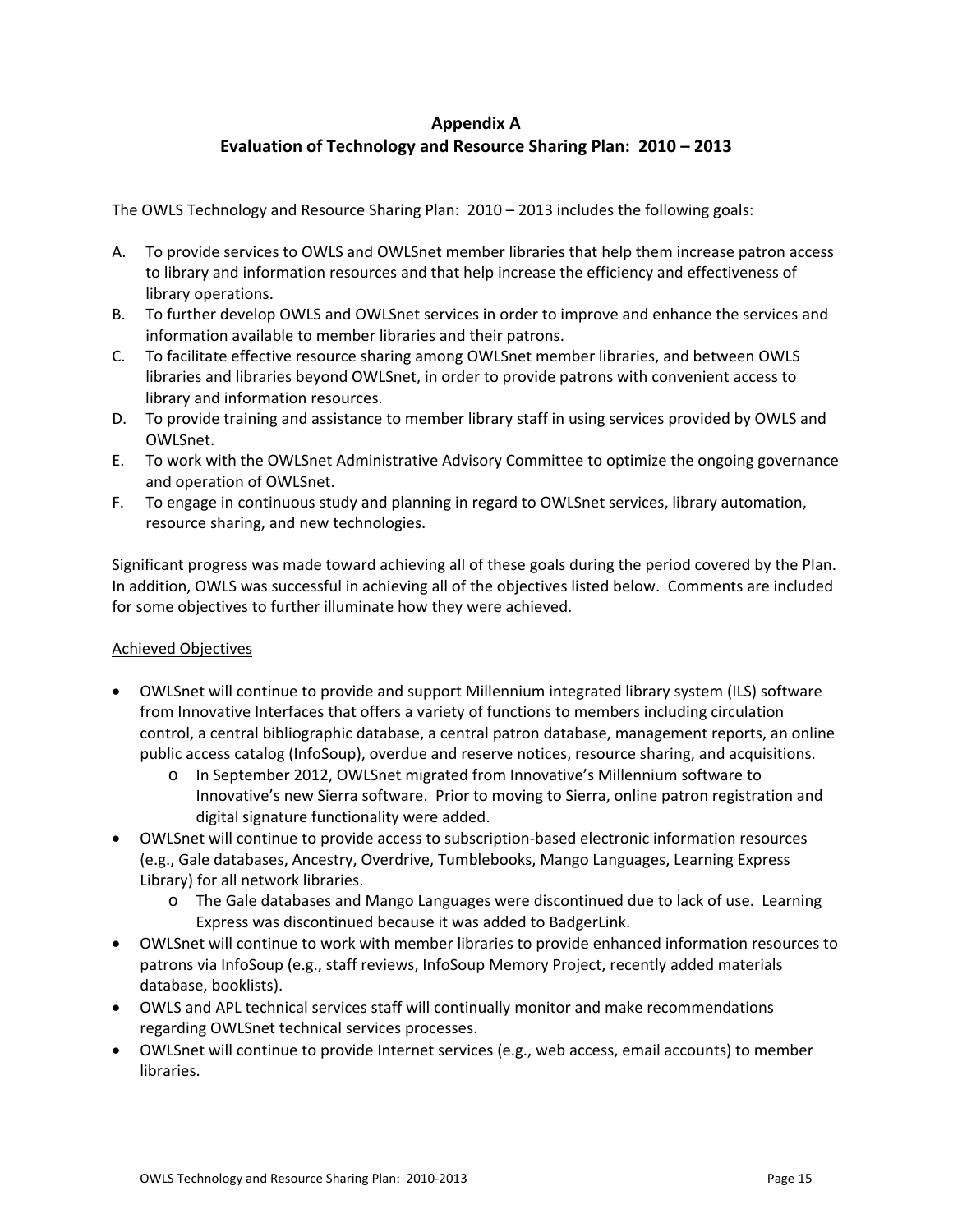# Appendix A
## Evaluation of Technology and Resource Sharing Plan: 2010 – 2013

The OWLS Technology and Resource Sharing Plan: 2010 – 2013 includes the following goals:

A. To provide services to OWLS and OWLSnet member libraries that help them increase patron access to library and information resources and that help increase the efficiency and effectiveness of library operations.
B. To further develop OWLS and OWLSnet services in order to improve and enhance the services and information available to member libraries and their patrons.
C. To facilitate effective resource sharing among OWLSnet member libraries, and between OWLS libraries and libraries beyond OWLSnet, in order to provide patrons with convenient access to library and information resources.
D. To provide training and assistance to member library staff in using services provided by OWLS and OWLSnet.
E. To work with the OWLSnet Administrative Advisory Committee to optimize the ongoing governance and operation of OWLSnet.
F. To engage in continuous study and planning in regard to OWLSnet services, library automation, resource sharing, and new technologies.

Significant progress was made toward achieving all of these goals during the period covered by the Plan. In addition, OWLS was successful in achieving all of the objectives listed below. Comments are included for some objectives to further illuminate how they were achieved.

<u>Achieved Objectives</u>

- OWLSnet will continue to provide and support Millennium integrated library system (ILS) software from Innovative Interfaces that offers a variety of functions to members including circulation control, a central bibliographic database, a central patron database, management reports, an online public access catalog (InfoSoup), overdue and reserve notices, resource sharing, and acquisitions.
  - In September 2012, OWLSnet migrated from Innovative's Millennium software to Innovative's new Sierra software. Prior to moving to Sierra, online patron registration and digital signature functionality were added.
- OWLSnet will continue to provide access to subscription-based electronic information resources (e.g., Gale databases, Ancestry, Overdrive, Tumblebooks, Mango Languages, Learning Express Library) for all network libraries.
  - The Gale databases and Mango Languages were discontinued due to lack of use. Learning Express was discontinued because it was added to BadgerLink.
- OWLSnet will continue to work with member libraries to provide enhanced information resources to patrons via InfoSoup (e.g., staff reviews, InfoSoup Memory Project, recently added materials database, booklists).
- OWLS and APL technical services staff will continually monitor and make recommendations regarding OWLSnet technical services processes.
- OWLSnet will continue to provide Internet services (e.g., web access, email accounts) to member libraries.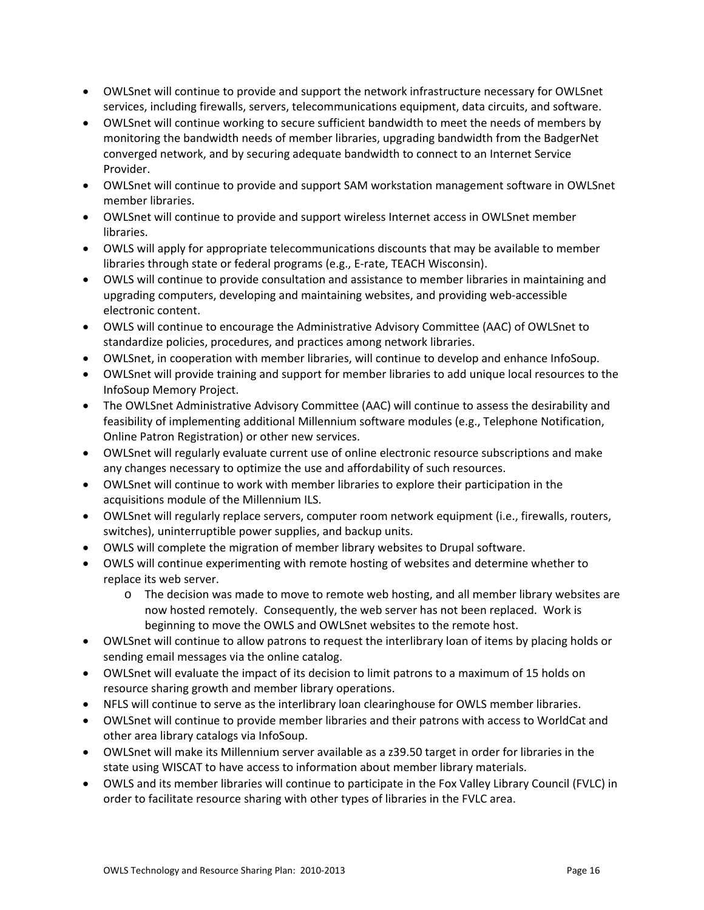- OWLSnet will continue to provide and support the network infrastructure necessary for OWLSnet services, including firewalls, servers, telecommunications equipment, data circuits, and software.
- OWLSnet will continue working to secure sufficient bandwidth to meet the needs of members by monitoring the bandwidth needs of member libraries, upgrading bandwidth from the BadgerNet converged network, and by securing adequate bandwidth to connect to an Internet Service Provider.
- OWLSnet will continue to provide and support SAM workstation management software in OWLSnet member libraries.
- OWLSnet will continue to provide and support wireless Internet access in OWLSnet member libraries.
- OWLS will apply for appropriate telecommunications discounts that may be available to member libraries through state or federal programs (e.g., E-rate, TEACH Wisconsin).
- OWLS will continue to provide consultation and assistance to member libraries in maintaining and upgrading computers, developing and maintaining websites, and providing web-accessible electronic content.
- OWLS will continue to encourage the Administrative Advisory Committee (AAC) of OWLSnet to standardize policies, procedures, and practices among network libraries.
- OWLSnet, in cooperation with member libraries, will continue to develop and enhance InfoSoup.
- OWLSnet will provide training and support for member libraries to add unique local resources to the InfoSoup Memory Project.
- The OWLSnet Administrative Advisory Committee (AAC) will continue to assess the desirability and feasibility of implementing additional Millennium software modules (e.g., Telephone Notification, Online Patron Registration) or other new services.
- OWLSnet will regularly evaluate current use of online electronic resource subscriptions and make any changes necessary to optimize the use and affordability of such resources.
- OWLSnet will continue to work with member libraries to explore their participation in the acquisitions module of the Millennium ILS.
- OWLSnet will regularly replace servers, computer room network equipment (i.e., firewalls, routers, switches), uninterruptible power supplies, and backup units.
- OWLS will complete the migration of member library websites to Drupal software.
- OWLS will continue experimenting with remote hosting of websites and determine whether to replace its web server.
  - The decision was made to move to remote web hosting, and all member library websites are now hosted remotely. Consequently, the web server has not been replaced. Work is beginning to move the OWLS and OWLSnet websites to the remote host.
- OWLSnet will continue to allow patrons to request the interlibrary loan of items by placing holds or sending email messages via the online catalog.
- OWLSnet will evaluate the impact of its decision to limit patrons to a maximum of 15 holds on resource sharing growth and member library operations.
- NFLS will continue to serve as the interlibrary loan clearinghouse for OWLS member libraries.
- OWLSnet will continue to provide member libraries and their patrons with access to WorldCat and other area library catalogs via InfoSoup.
- OWLSnet will make its Millennium server available as a z39.50 target in order for libraries in the state using WISCAT to have access to information about member library materials.
- OWLS and its member libraries will continue to participate in the Fox Valley Library Council (FVLC) in order to facilitate resource sharing with other types of libraries in the FVLC area.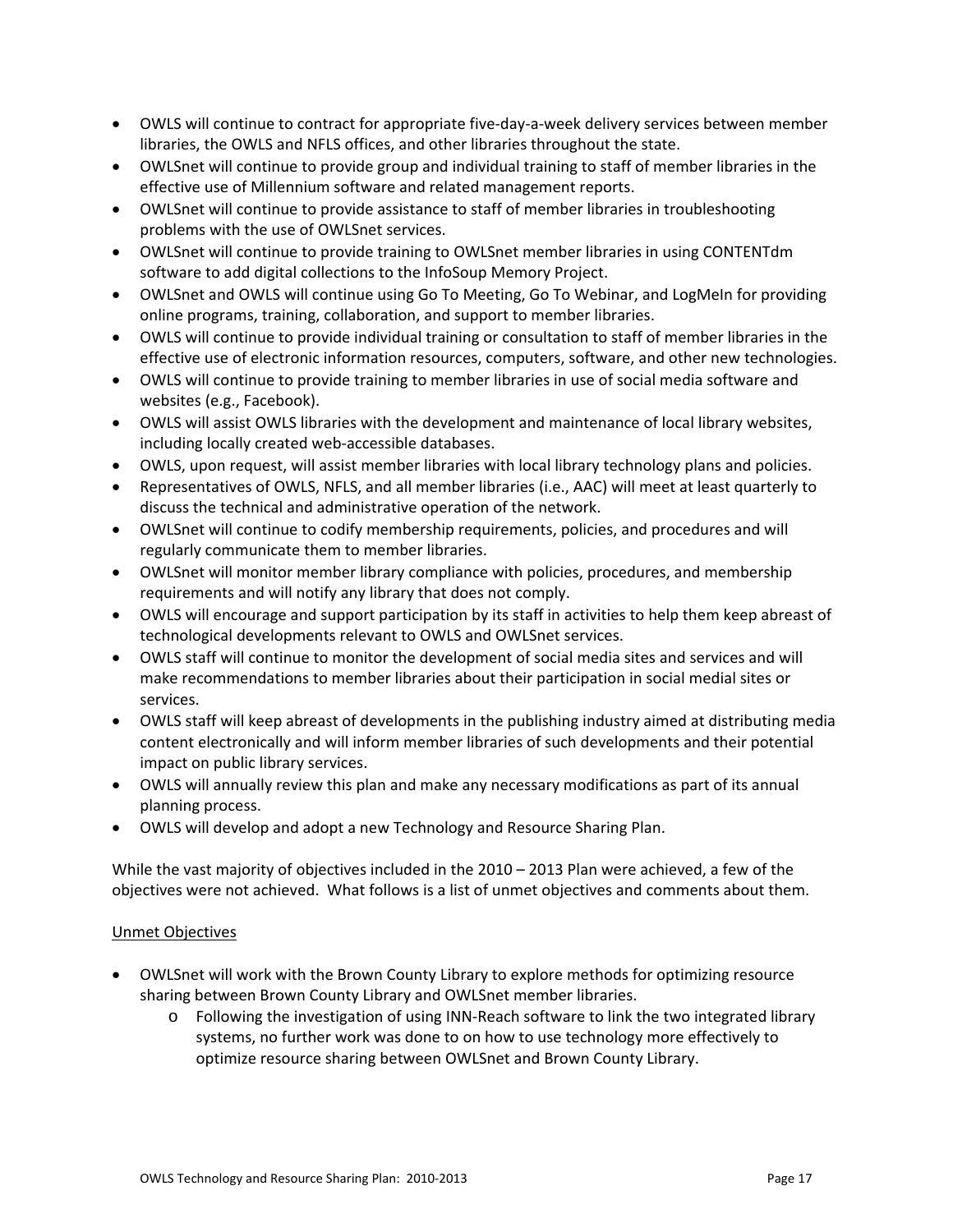- OWLS will continue to contract for appropriate five-day-a-week delivery services between member libraries, the OWLS and NFLS offices, and other libraries throughout the state.
- OWLSnet will continue to provide group and individual training to staff of member libraries in the effective use of Millennium software and related management reports.
- OWLSnet will continue to provide assistance to staff of member libraries in troubleshooting problems with the use of OWLSnet services.
- OWLSnet will continue to provide training to OWLSnet member libraries in using CONTENTdm software to add digital collections to the InfoSoup Memory Project.
- OWLSnet and OWLS will continue using Go To Meeting, Go To Webinar, and LogMeIn for providing online programs, training, collaboration, and support to member libraries.
- OWLS will continue to provide individual training or consultation to staff of member libraries in the effective use of electronic information resources, computers, software, and other new technologies.
- OWLS will continue to provide training to member libraries in use of social media software and websites (e.g., Facebook).
- OWLS will assist OWLS libraries with the development and maintenance of local library websites, including locally created web-accessible databases.
- OWLS, upon request, will assist member libraries with local library technology plans and policies.
- Representatives of OWLS, NFLS, and all member libraries (i.e., AAC) will meet at least quarterly to discuss the technical and administrative operation of the network.
- OWLSnet will continue to codify membership requirements, policies, and procedures and will regularly communicate them to member libraries.
- OWLSnet will monitor member library compliance with policies, procedures, and membership requirements and will notify any library that does not comply.
- OWLS will encourage and support participation by its staff in activities to help them keep abreast of technological developments relevant to OWLS and OWLSnet services.
- OWLS staff will continue to monitor the development of social media sites and services and will make recommendations to member libraries about their participation in social medial sites or services.
- OWLS staff will keep abreast of developments in the publishing industry aimed at distributing media content electronically and will inform member libraries of such developments and their potential impact on public library services.
- OWLS will annually review this plan and make any necessary modifications as part of its annual planning process.
- OWLS will develop and adopt a new Technology and Resource Sharing Plan.

While the vast majority of objectives included in the 2010 – 2013 Plan were achieved, a few of the objectives were not achieved. What follows is a list of unmet objectives and comments about them.

<u>Unmet Objectives</u>

- OWLSnet will work with the Brown County Library to explore methods for optimizing resource sharing between Brown County Library and OWLSnet member libraries.
  - Following the investigation of using INN-Reach software to link the two integrated library systems, no further work was done to on how to use technology more effectively to optimize resource sharing between OWLSnet and Brown County Library.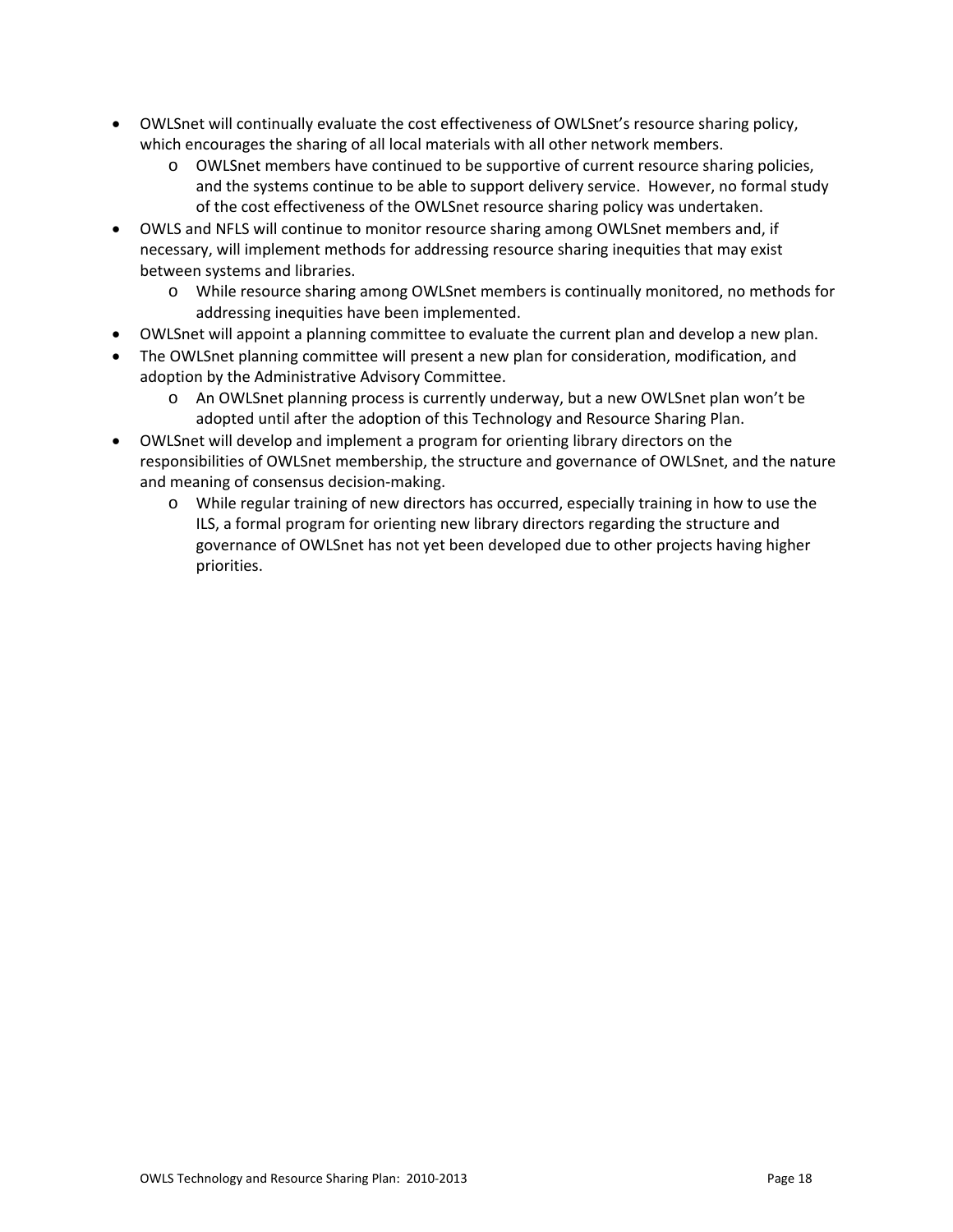- OWLSnet will continually evaluate the cost effectiveness of OWLSnet's resource sharing policy, which encourages the sharing of all local materials with all other network members.
  - OWLSnet members have continued to be supportive of current resource sharing policies, and the systems continue to be able to support delivery service. However, no formal study of the cost effectiveness of the OWLSnet resource sharing policy was undertaken.
- OWLS and NFLS will continue to monitor resource sharing among OWLSnet members and, if necessary, will implement methods for addressing resource sharing inequities that may exist between systems and libraries.
  - While resource sharing among OWLSnet members is continually monitored, no methods for addressing inequities have been implemented.
- OWLSnet will appoint a planning committee to evaluate the current plan and develop a new plan.
- The OWLSnet planning committee will present a new plan for consideration, modification, and adoption by the Administrative Advisory Committee.
  - An OWLSnet planning process is currently underway, but a new OWLSnet plan won't be adopted until after the adoption of this Technology and Resource Sharing Plan.
- OWLSnet will develop and implement a program for orienting library directors on the responsibilities of OWLSnet membership, the structure and governance of OWLSnet, and the nature and meaning of consensus decision-making.
  - While regular training of new directors has occurred, especially training in how to use the ILS, a formal program for orienting new library directors regarding the structure and governance of OWLSnet has not yet been developed due to other projects having higher priorities.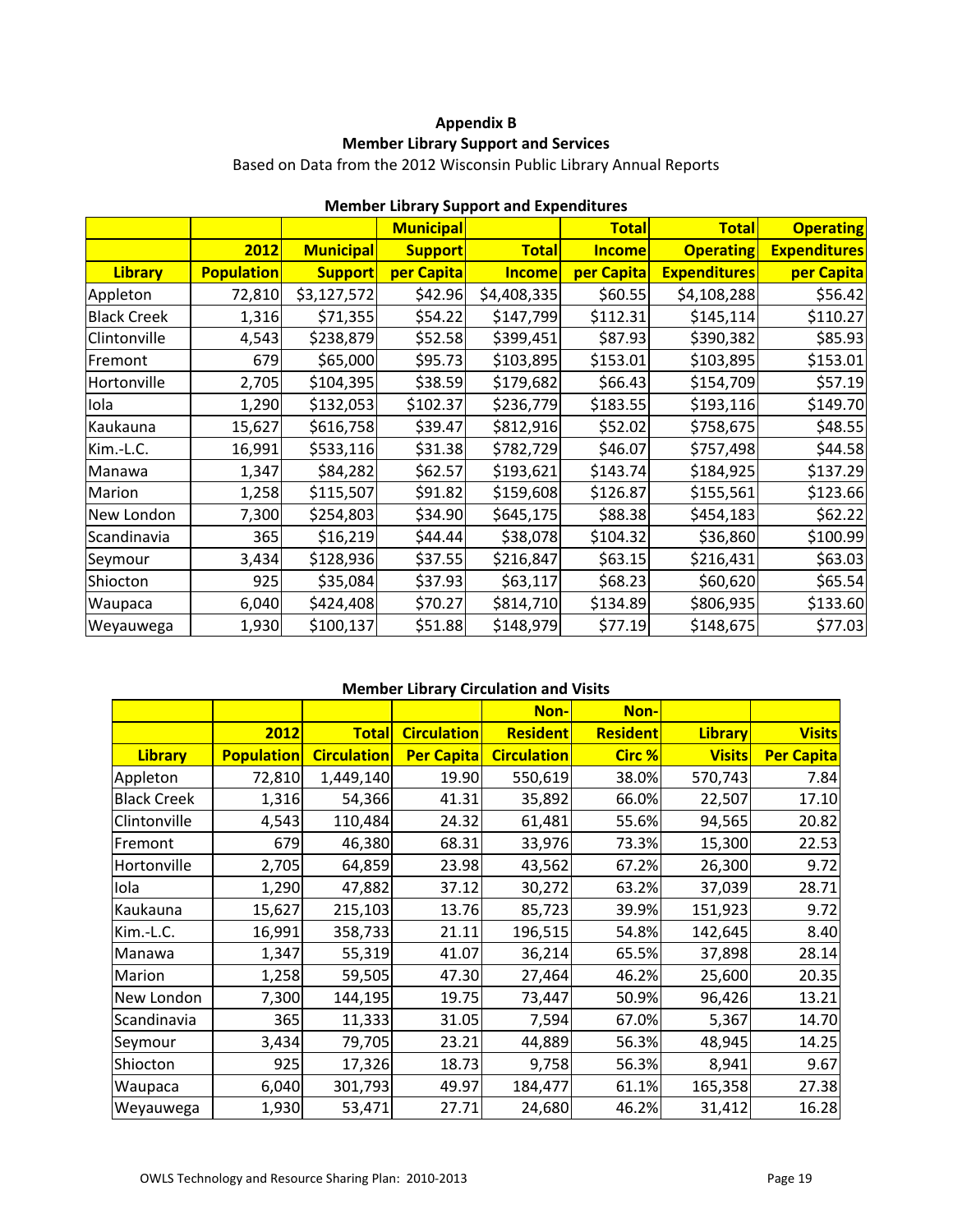# Appendix B
## Member Library Support and Services

Based on Data from the 2012 Wisconsin Public Library Annual Reports

### Member Library Support and Expenditures

| Library | 2012 Population | Municipal Support | Municipal Support per Capita | Total Income | Total Income per Capita | Total Operating Expenditures | Operating Expenditures per Capita |
|---|---|---|---|---|---|---|---|
| Appleton | 72,810 | $3,127,572 | $42.96 | $4,408,335 | $60.55 | $4,108,288 | $56.42 |
| Black Creek | 1,316 | $71,355 | $54.22 | $147,799 | $112.31 | $145,114 | $110.27 |
| Clintonville | 4,543 | $238,879 | $52.58 | $399,451 | $87.93 | $390,382 | $85.93 |
| Fremont | 679 | $65,000 | $95.73 | $103,895 | $153.01 | $103,895 | $153.01 |
| Hortonville | 2,705 | $104,395 | $38.59 | $179,682 | $66.43 | $154,709 | $57.19 |
| Iola | 1,290 | $132,053 | $102.37 | $236,779 | $183.55 | $193,116 | $149.70 |
| Kaukauna | 15,627 | $616,758 | $39.47 | $812,916 | $52.02 | $758,675 | $48.55 |
| Kim.-L.C. | 16,991 | $533,116 | $31.38 | $782,729 | $46.07 | $757,498 | $44.58 |
| Manawa | 1,347 | $84,282 | $62.57 | $193,621 | $143.74 | $184,925 | $137.29 |
| Marion | 1,258 | $115,507 | $91.82 | $159,608 | $126.87 | $155,561 | $123.66 |
| New London | 7,300 | $254,803 | $34.90 | $645,175 | $88.38 | $454,183 | $62.22 |
| Scandinavia | 365 | $16,219 | $44.44 | $38,078 | $104.32 | $36,860 | $100.99 |
| Seymour | 3,434 | $128,936 | $37.55 | $216,847 | $63.15 | $216,431 | $63.03 |
| Shiocton | 925 | $35,084 | $37.93 | $63,117 | $68.23 | $60,620 | $65.54 |
| Waupaca | 6,040 | $424,408 | $70.27 | $814,710 | $134.89 | $806,935 | $133.60 |
| Weyauwega | 1,930 | $100,137 | $51.88 | $148,979 | $77.19 | $148,675 | $77.03 |

### Member Library Circulation and Visits

| Library | 2012 Population | Total Circulation | Circulation Per Capita | Non-Resident Circulation | Non-Resident Circ % | Library Visits | Visits Per Capita |
|---|---|---|---|---|---|---|---|
| Appleton | 72,810 | 1,449,140 | 19.90 | 550,619 | 38.0% | 570,743 | 7.84 |
| Black Creek | 1,316 | 54,366 | 41.31 | 35,892 | 66.0% | 22,507 | 17.10 |
| Clintonville | 4,543 | 110,484 | 24.32 | 61,481 | 55.6% | 94,565 | 20.82 |
| Fremont | 679 | 46,380 | 68.31 | 33,976 | 73.3% | 15,300 | 22.53 |
| Hortonville | 2,705 | 64,859 | 23.98 | 43,562 | 67.2% | 26,300 | 9.72 |
| Iola | 1,290 | 47,882 | 37.12 | 30,272 | 63.2% | 37,039 | 28.71 |
| Kaukauna | 15,627 | 215,103 | 13.76 | 85,723 | 39.9% | 151,923 | 9.72 |
| Kim.-L.C. | 16,991 | 358,733 | 21.11 | 196,515 | 54.8% | 142,645 | 8.40 |
| Manawa | 1,347 | 55,319 | 41.07 | 36,214 | 65.5% | 37,898 | 28.14 |
| Marion | 1,258 | 59,505 | 47.30 | 27,464 | 46.2% | 25,600 | 20.35 |
| New London | 7,300 | 144,195 | 19.75 | 73,447 | 50.9% | 96,426 | 13.21 |
| Scandinavia | 365 | 11,333 | 31.05 | 7,594 | 67.0% | 5,367 | 14.70 |
| Seymour | 3,434 | 79,705 | 23.21 | 44,889 | 56.3% | 48,945 | 14.25 |
| Shiocton | 925 | 17,326 | 18.73 | 9,758 | 56.3% | 8,941 | 9.67 |
| Waupaca | 6,040 | 301,793 | 49.97 | 184,477 | 61.1% | 165,358 | 27.38 |
| Weyauwega | 1,930 | 53,471 | 27.71 | 24,680 | 46.2% | 31,412 | 16.28 |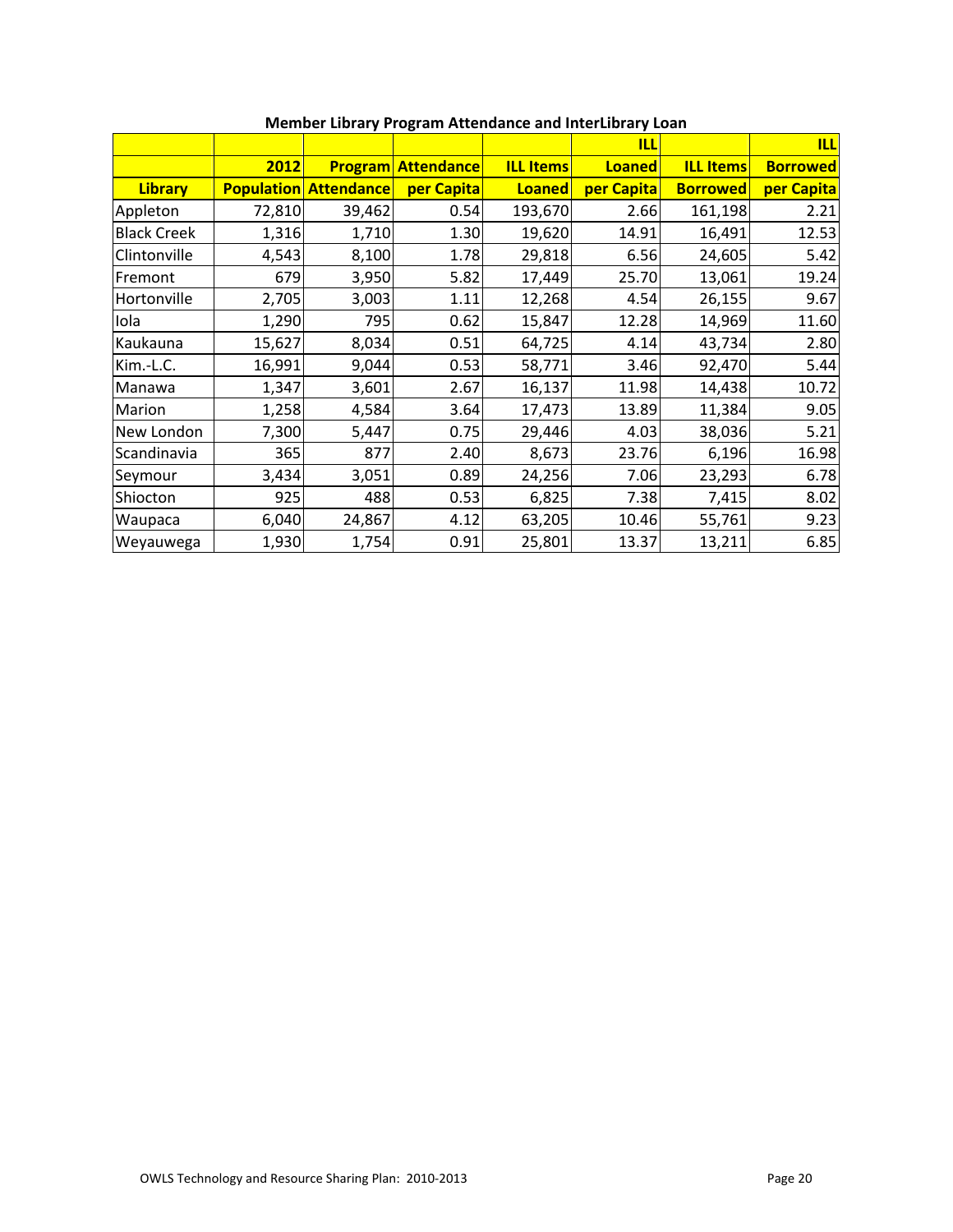**Member Library Program Attendance and InterLibrary Loan**

| Library | 2012 Population | Program Attendance | Attendance per Capita | ILL Items Loaned | ILL Loaned per Capita | ILL Items Borrowed | ILL Borrowed per Capita |
|---|---|---|---|---|---|---|---|
| Appleton | 72,810 | 39,462 | 0.54 | 193,670 | 2.66 | 161,198 | 2.21 |
| Black Creek | 1,316 | 1,710 | 1.30 | 19,620 | 14.91 | 16,491 | 12.53 |
| Clintonville | 4,543 | 8,100 | 1.78 | 29,818 | 6.56 | 24,605 | 5.42 |
| Fremont | 679 | 3,950 | 5.82 | 17,449 | 25.70 | 13,061 | 19.24 |
| Hortonville | 2,705 | 3,003 | 1.11 | 12,268 | 4.54 | 26,155 | 9.67 |
| Iola | 1,290 | 795 | 0.62 | 15,847 | 12.28 | 14,969 | 11.60 |
| Kaukauna | 15,627 | 8,034 | 0.51 | 64,725 | 4.14 | 43,734 | 2.80 |
| Kim.-L.C. | 16,991 | 9,044 | 0.53 | 58,771 | 3.46 | 92,470 | 5.44 |
| Manawa | 1,347 | 3,601 | 2.67 | 16,137 | 11.98 | 14,438 | 10.72 |
| Marion | 1,258 | 4,584 | 3.64 | 17,473 | 13.89 | 11,384 | 9.05 |
| New London | 7,300 | 5,447 | 0.75 | 29,446 | 4.03 | 38,036 | 5.21 |
| Scandinavia | 365 | 877 | 2.40 | 8,673 | 23.76 | 6,196 | 16.98 |
| Seymour | 3,434 | 3,051 | 0.89 | 24,256 | 7.06 | 23,293 | 6.78 |
| Shiocton | 925 | 488 | 0.53 | 6,825 | 7.38 | 7,415 | 8.02 |
| Waupaca | 6,040 | 24,867 | 4.12 | 63,205 | 10.46 | 55,761 | 9.23 |
| Weyauwega | 1,930 | 1,754 | 0.91 | 25,801 | 13.37 | 13,211 | 6.85 |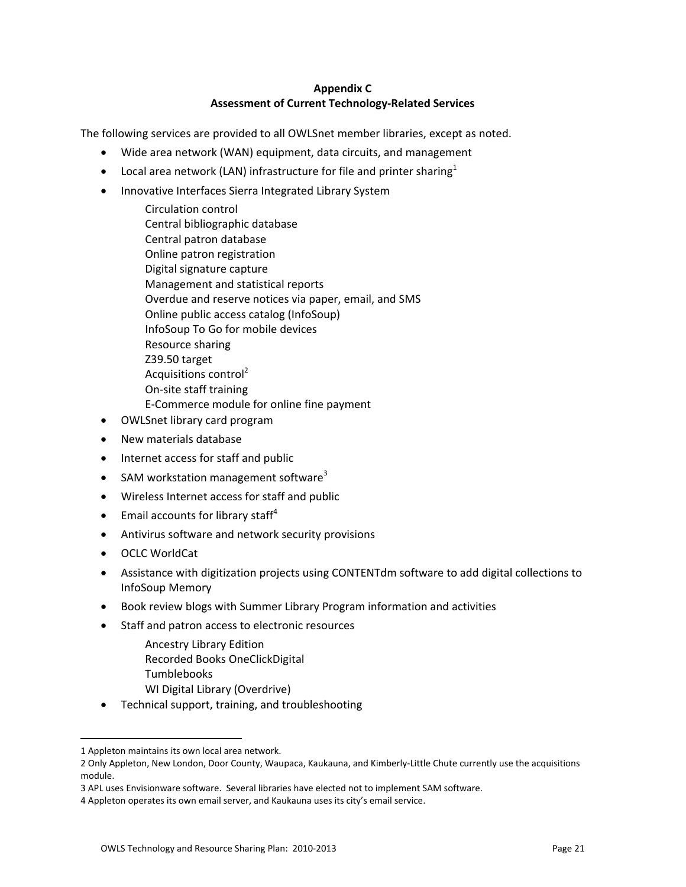## Appendix C
## Assessment of Current Technology-Related Services

The following services are provided to all OWLSnet member libraries, except as noted.

- Wide area network (WAN) equipment, data circuits, and management
- Local area network (LAN) infrastructure for file and printer sharing[1]
- Innovative Interfaces Sierra Integrated Library System
  - Circulation control
  - Central bibliographic database
  - Central patron database
  - Online patron registration
  - Digital signature capture
  - Management and statistical reports
  - Overdue and reserve notices via paper, email, and SMS
  - Online public access catalog (InfoSoup)
  - InfoSoup To Go for mobile devices
  - Resource sharing
  - Z39.50 target
  - Acquisitions control[2]
  - On-site staff training
  - E-Commerce module for online fine payment
- OWLSnet library card program
- New materials database
- Internet access for staff and public
- SAM workstation management software[3]
- Wireless Internet access for staff and public
- Email accounts for library staff[4]
- Antivirus software and network security provisions
- OCLC WorldCat
- Assistance with digitization projects using CONTENTdm software to add digital collections to InfoSoup Memory
- Book review blogs with Summer Library Program information and activities
- Staff and patron access to electronic resources
  - Ancestry Library Edition
  - Recorded Books OneClickDigital
  - Tumblebooks
  - WI Digital Library (Overdrive)
- Technical support, training, and troubleshooting

---

1 Appleton maintains its own local area network.

2 Only Appleton, New London, Door County, Waupaca, Kaukauna, and Kimberly-Little Chute currently use the acquisitions module.

3 APL uses Envisionware software. Several libraries have elected not to implement SAM software.

4 Appleton operates its own email server, and Kaukauna uses its city's email service.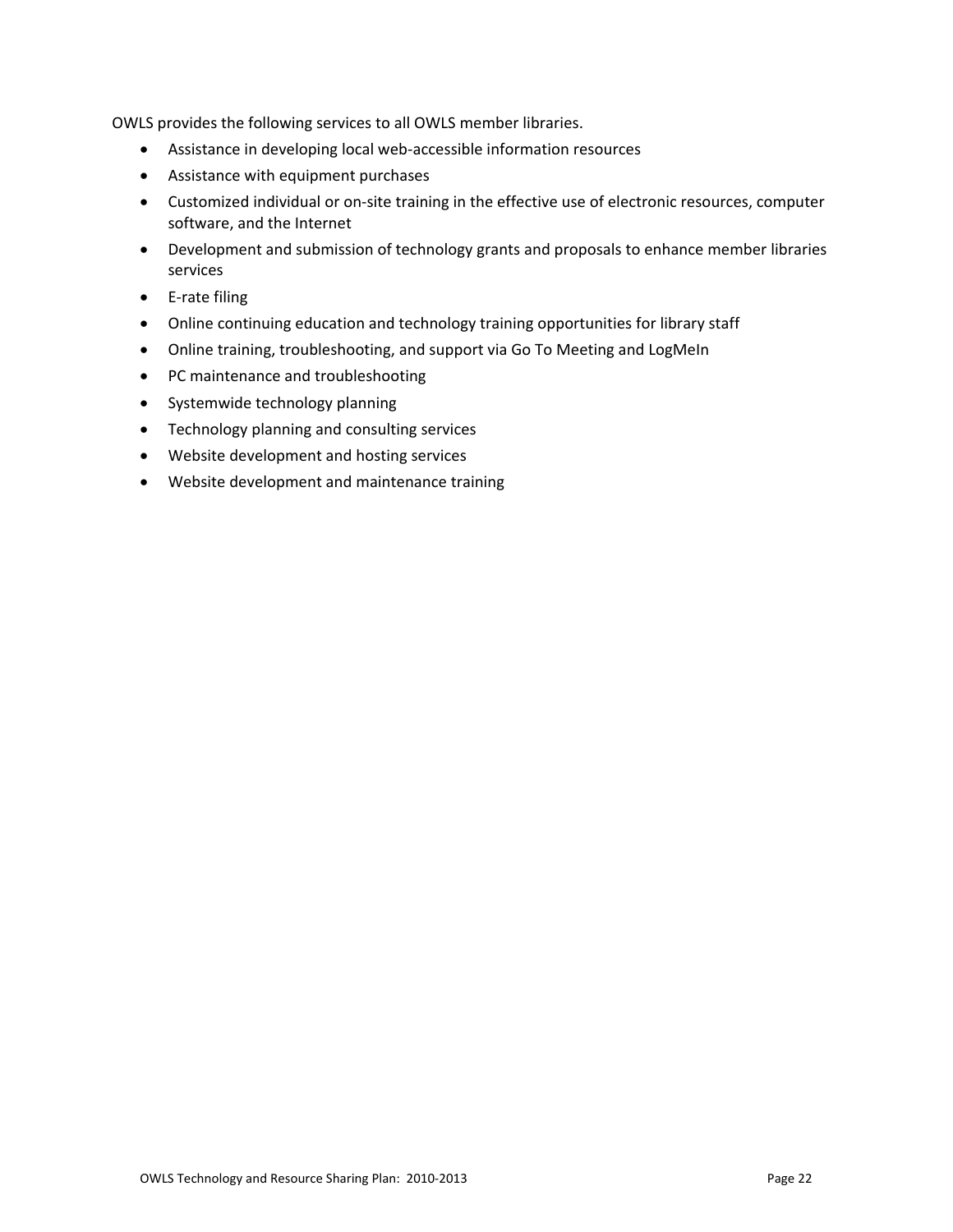OWLS provides the following services to all OWLS member libraries.

- Assistance in developing local web-accessible information resources
- Assistance with equipment purchases
- Customized individual or on-site training in the effective use of electronic resources, computer software, and the Internet
- Development and submission of technology grants and proposals to enhance member libraries services
- E-rate filing
- Online continuing education and technology training opportunities for library staff
- Online training, troubleshooting, and support via Go To Meeting and LogMeIn
- PC maintenance and troubleshooting
- Systemwide technology planning
- Technology planning and consulting services
- Website development and hosting services
- Website development and maintenance training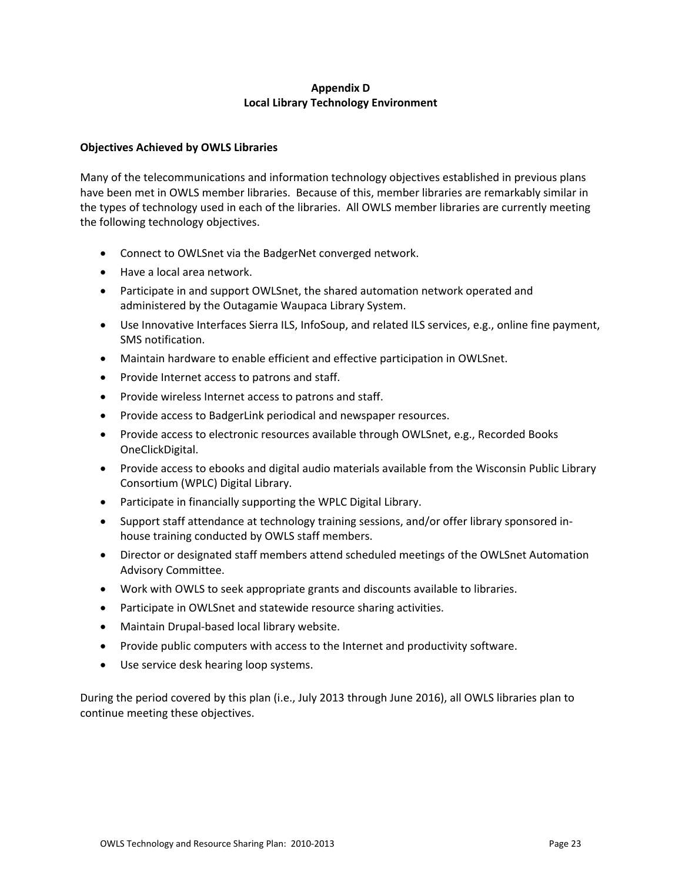# Appendix D
# Local Library Technology Environment

## Objectives Achieved by OWLS Libraries

Many of the telecommunications and information technology objectives established in previous plans have been met in OWLS member libraries. Because of this, member libraries are remarkably similar in the types of technology used in each of the libraries. All OWLS member libraries are currently meeting the following technology objectives.

- Connect to OWLSnet via the BadgerNet converged network.
- Have a local area network.
- Participate in and support OWLSnet, the shared automation network operated and administered by the Outagamie Waupaca Library System.
- Use Innovative Interfaces Sierra ILS, InfoSoup, and related ILS services, e.g., online fine payment, SMS notification.
- Maintain hardware to enable efficient and effective participation in OWLSnet.
- Provide Internet access to patrons and staff.
- Provide wireless Internet access to patrons and staff.
- Provide access to BadgerLink periodical and newspaper resources.
- Provide access to electronic resources available through OWLSnet, e.g., Recorded Books OneClickDigital.
- Provide access to ebooks and digital audio materials available from the Wisconsin Public Library Consortium (WPLC) Digital Library.
- Participate in financially supporting the WPLC Digital Library.
- Support staff attendance at technology training sessions, and/or offer library sponsored in-house training conducted by OWLS staff members.
- Director or designated staff members attend scheduled meetings of the OWLSnet Automation Advisory Committee.
- Work with OWLS to seek appropriate grants and discounts available to libraries.
- Participate in OWLSnet and statewide resource sharing activities.
- Maintain Drupal-based local library website.
- Provide public computers with access to the Internet and productivity software.
- Use service desk hearing loop systems.

During the period covered by this plan (i.e., July 2013 through June 2016), all OWLS libraries plan to continue meeting these objectives.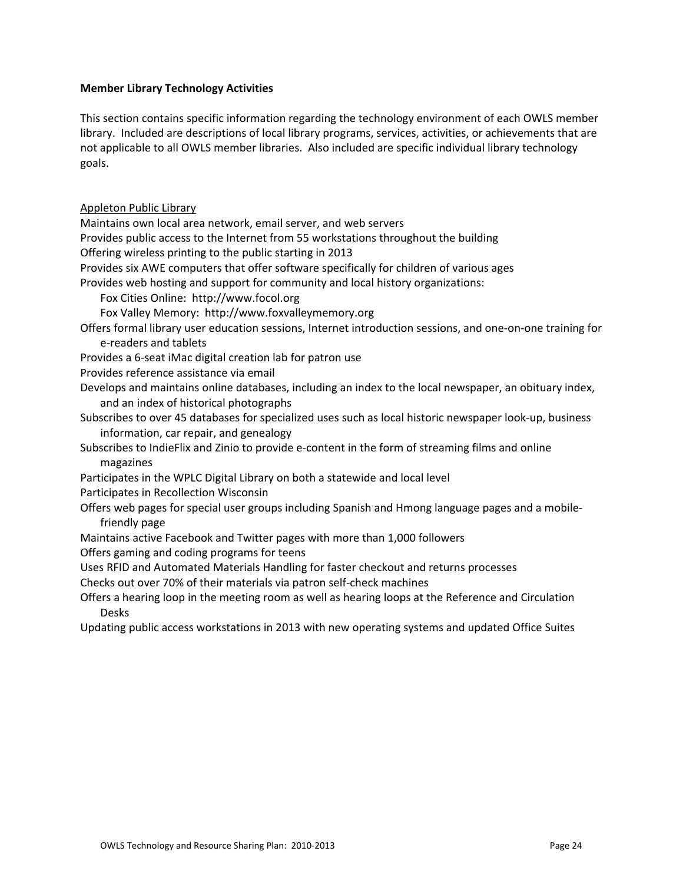**Member Library Technology Activities**

This section contains specific information regarding the technology environment of each OWLS member library. Included are descriptions of local library programs, services, activities, or achievements that are not applicable to all OWLS member libraries. Also included are specific individual library technology goals.

Appleton Public Library

Maintains own local area network, email server, and web servers

Provides public access to the Internet from 55 workstations throughout the building

Offering wireless printing to the public starting in 2013

Provides six AWE computers that offer software specifically for children of various ages

Provides web hosting and support for community and local history organizations:

- Fox Cities Online: http://www.focol.org
- Fox Valley Memory: http://www.foxvalleymemory.org

Offers formal library user education sessions, Internet introduction sessions, and one-on-one training for e-readers and tablets

Provides a 6-seat iMac digital creation lab for patron use

Provides reference assistance via email

Develops and maintains online databases, including an index to the local newspaper, an obituary index, and an index of historical photographs

Subscribes to over 45 databases for specialized uses such as local historic newspaper look-up, business information, car repair, and genealogy

Subscribes to IndieFlix and Zinio to provide e-content in the form of streaming films and online magazines

Participates in the WPLC Digital Library on both a statewide and local level

Participates in Recollection Wisconsin

Offers web pages for special user groups including Spanish and Hmong language pages and a mobile-friendly page

Maintains active Facebook and Twitter pages with more than 1,000 followers

Offers gaming and coding programs for teens

Uses RFID and Automated Materials Handling for faster checkout and returns processes

Checks out over 70% of their materials via patron self-check machines

Offers a hearing loop in the meeting room as well as hearing loops at the Reference and Circulation Desks

Updating public access workstations in 2013 with new operating systems and updated Office Suites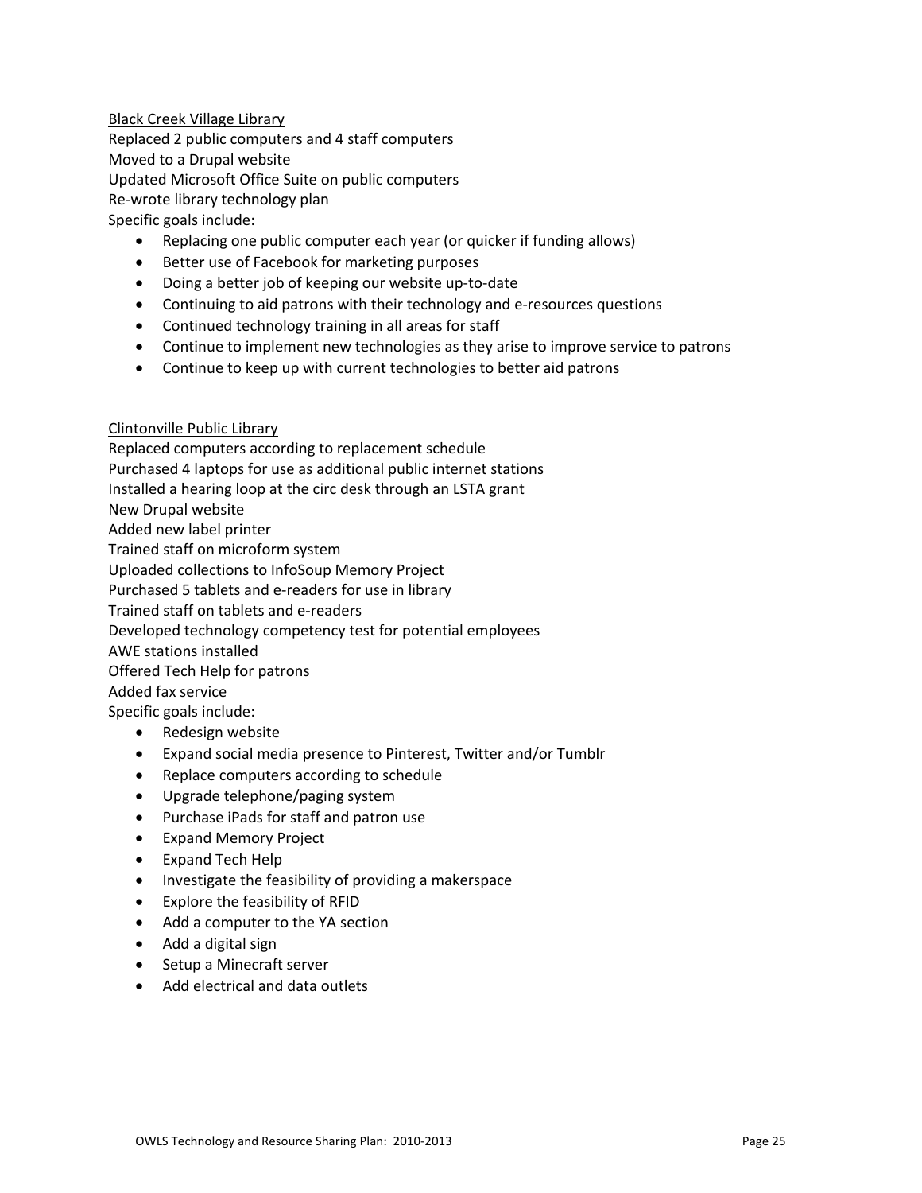<u>Black Creek Village Library</u>

Replaced 2 public computers and 4 staff computers
Moved to a Drupal website
Updated Microsoft Office Suite on public computers
Re-wrote library technology plan
Specific goals include:

- Replacing one public computer each year (or quicker if funding allows)
- Better use of Facebook for marketing purposes
- Doing a better job of keeping our website up-to-date
- Continuing to aid patrons with their technology and e-resources questions
- Continued technology training in all areas for staff
- Continue to implement new technologies as they arise to improve service to patrons
- Continue to keep up with current technologies to better aid patrons

<u>Clintonville Public Library</u>

Replaced computers according to replacement schedule
Purchased 4 laptops for use as additional public internet stations
Installed a hearing loop at the circ desk through an LSTA grant
New Drupal website
Added new label printer
Trained staff on microform system
Uploaded collections to InfoSoup Memory Project
Purchased 5 tablets and e-readers for use in library
Trained staff on tablets and e-readers
Developed technology competency test for potential employees
AWE stations installed
Offered Tech Help for patrons
Added fax service
Specific goals include:

- Redesign website
- Expand social media presence to Pinterest, Twitter and/or Tumblr
- Replace computers according to schedule
- Upgrade telephone/paging system
- Purchase iPads for staff and patron use
- Expand Memory Project
- Expand Tech Help
- Investigate the feasibility of providing a makerspace
- Explore the feasibility of RFID
- Add a computer to the YA section
- Add a digital sign
- Setup a Minecraft server
- Add electrical and data outlets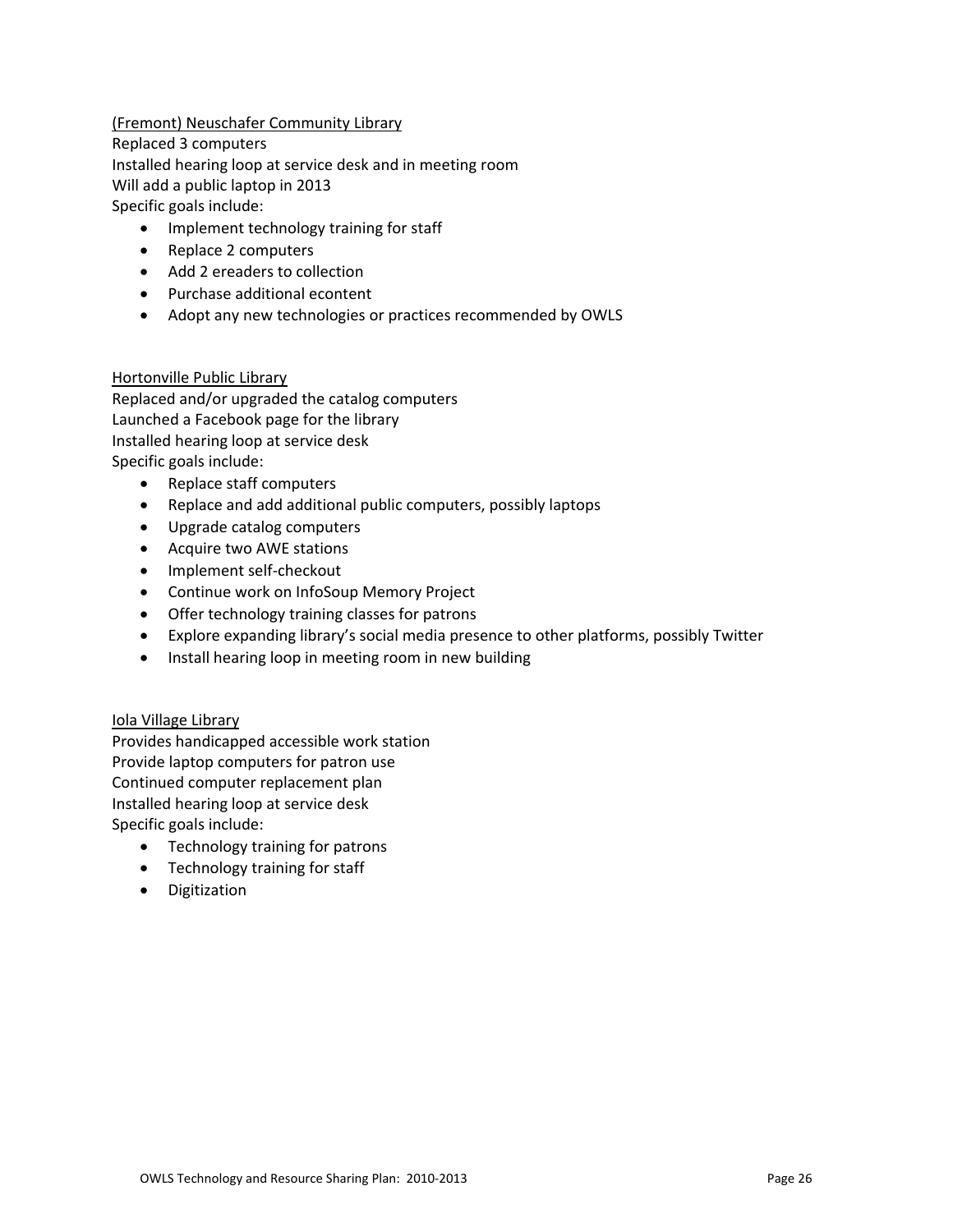<u>(Fremont) Neuschafer Community Library</u>
Replaced 3 computers
Installed hearing loop at service desk and in meeting room
Will add a public laptop in 2013
Specific goals include:

- Implement technology training for staff
- Replace 2 computers
- Add 2 ereaders to collection
- Purchase additional econtent
- Adopt any new technologies or practices recommended by OWLS

<u>Hortonville Public Library</u>
Replaced and/or upgraded the catalog computers
Launched a Facebook page for the library
Installed hearing loop at service desk
Specific goals include:

- Replace staff computers
- Replace and add additional public computers, possibly laptops
- Upgrade catalog computers
- Acquire two AWE stations
- Implement self-checkout
- Continue work on InfoSoup Memory Project
- Offer technology training classes for patrons
- Explore expanding library's social media presence to other platforms, possibly Twitter
- Install hearing loop in meeting room in new building

<u>Iola Village Library</u>
Provides handicapped accessible work station
Provide laptop computers for patron use
Continued computer replacement plan
Installed hearing loop at service desk
Specific goals include:

- Technology training for patrons
- Technology training for staff
- Digitization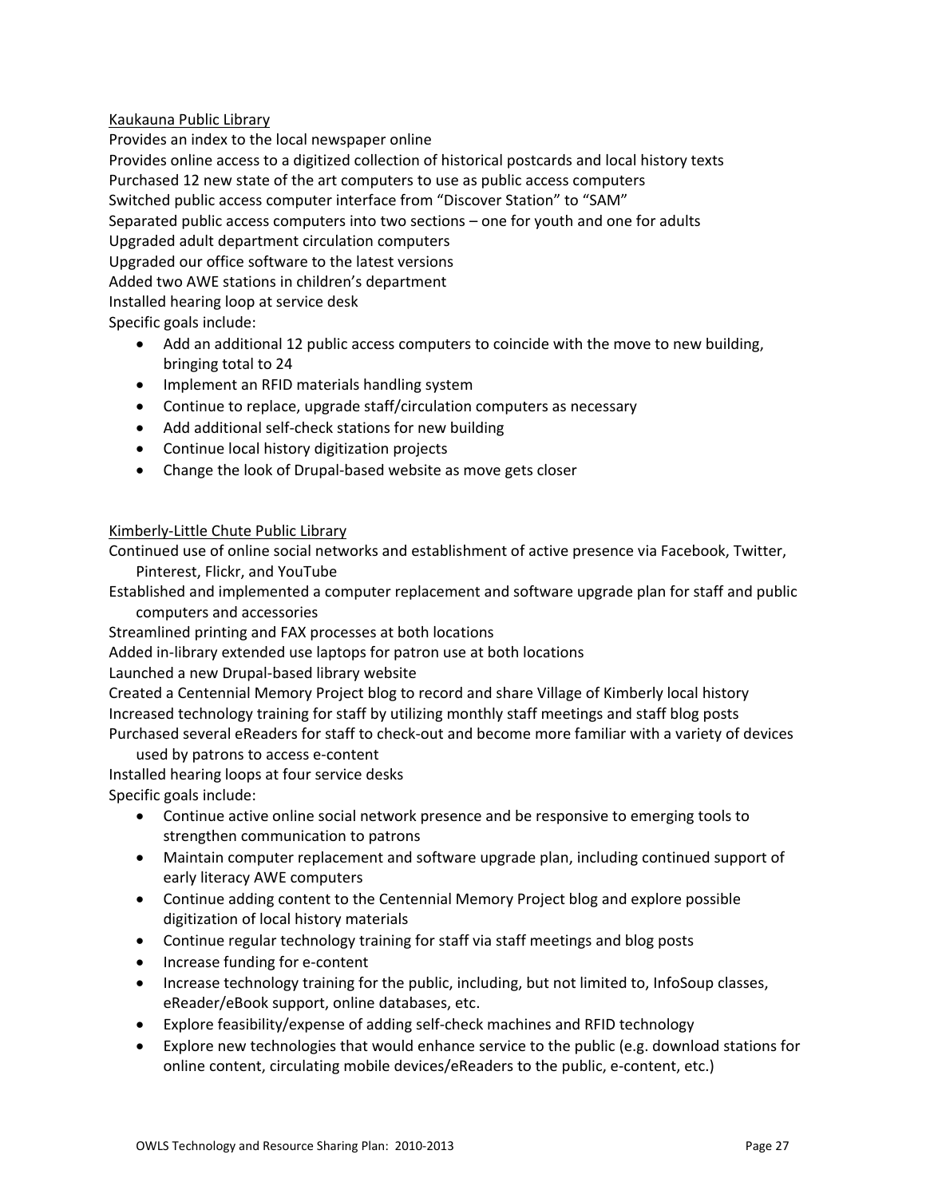Kaukauna Public Library

Provides an index to the local newspaper online
Provides online access to a digitized collection of historical postcards and local history texts
Purchased 12 new state of the art computers to use as public access computers
Switched public access computer interface from "Discover Station" to "SAM"
Separated public access computers into two sections – one for youth and one for adults
Upgraded adult department circulation computers
Upgraded our office software to the latest versions
Added two AWE stations in children's department
Installed hearing loop at service desk
Specific goals include:

- Add an additional 12 public access computers to coincide with the move to new building, bringing total to 24
- Implement an RFID materials handling system
- Continue to replace, upgrade staff/circulation computers as necessary
- Add additional self-check stations for new building
- Continue local history digitization projects
- Change the look of Drupal-based website as move gets closer

Kimberly-Little Chute Public Library

Continued use of online social networks and establishment of active presence via Facebook, Twitter, Pinterest, Flickr, and YouTube
Established and implemented a computer replacement and software upgrade plan for staff and public computers and accessories
Streamlined printing and FAX processes at both locations
Added in-library extended use laptops for patron use at both locations
Launched a new Drupal-based library website
Created a Centennial Memory Project blog to record and share Village of Kimberly local history
Increased technology training for staff by utilizing monthly staff meetings and staff blog posts
Purchased several eReaders for staff to check-out and become more familiar with a variety of devices used by patrons to access e-content
Installed hearing loops at four service desks
Specific goals include:

- Continue active online social network presence and be responsive to emerging tools to strengthen communication to patrons
- Maintain computer replacement and software upgrade plan, including continued support of early literacy AWE computers
- Continue adding content to the Centennial Memory Project blog and explore possible digitization of local history materials
- Continue regular technology training for staff via staff meetings and blog posts
- Increase funding for e-content
- Increase technology training for the public, including, but not limited to, InfoSoup classes, eReader/eBook support, online databases, etc.
- Explore feasibility/expense of adding self-check machines and RFID technology
- Explore new technologies that would enhance service to the public (e.g. download stations for online content, circulating mobile devices/eReaders to the public, e-content, etc.)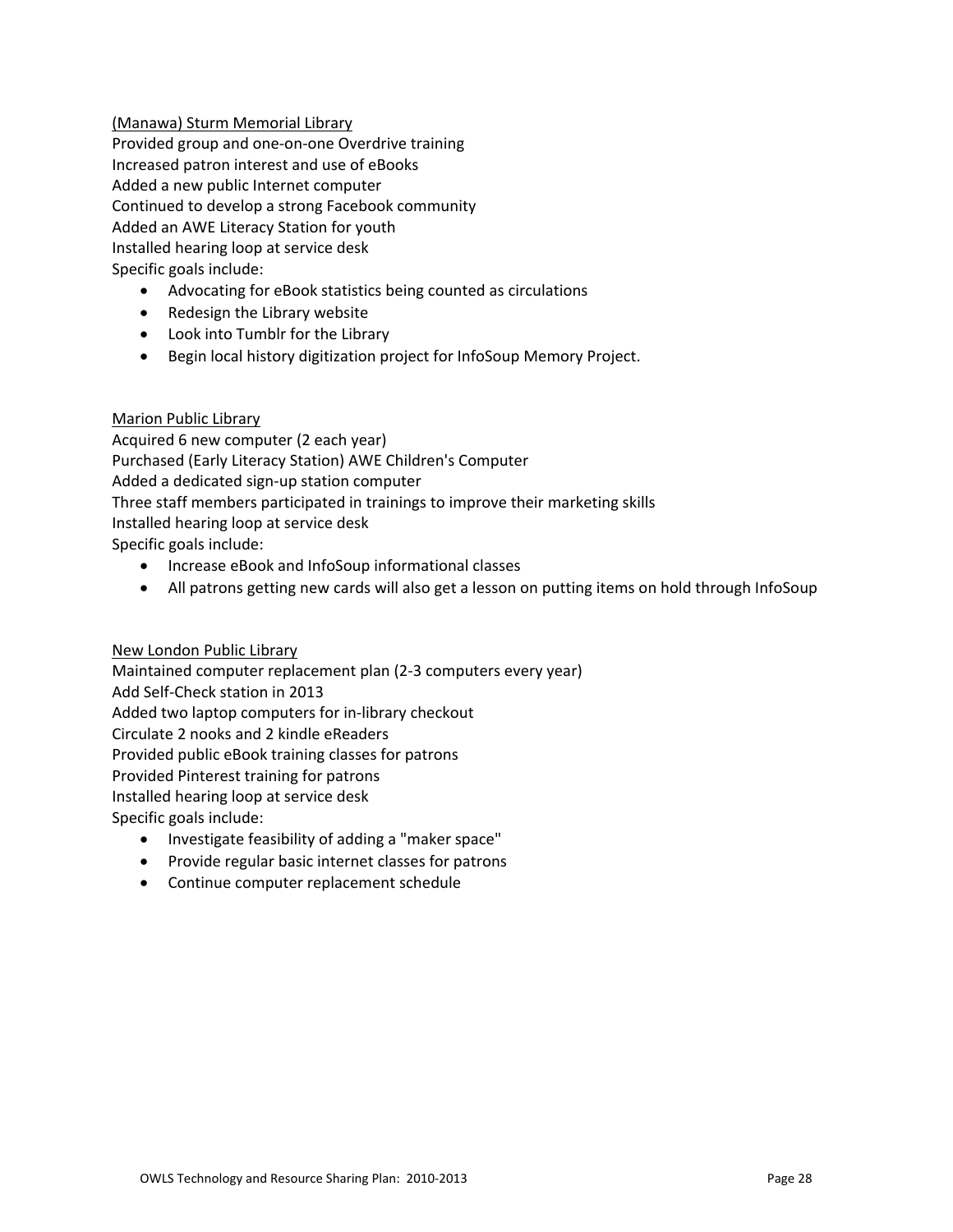<u>(Manawa) Sturm Memorial Library</u>
Provided group and one-on-one Overdrive training
Increased patron interest and use of eBooks
Added a new public Internet computer
Continued to develop a strong Facebook community
Added an AWE Literacy Station for youth
Installed hearing loop at service desk
Specific goals include:

- Advocating for eBook statistics being counted as circulations
- Redesign the Library website
- Look into Tumblr for the Library
- Begin local history digitization project for InfoSoup Memory Project.

<u>Marion Public Library</u>
Acquired 6 new computer (2 each year)
Purchased (Early Literacy Station) AWE Children's Computer
Added a dedicated sign-up station computer
Three staff members participated in trainings to improve their marketing skills
Installed hearing loop at service desk
Specific goals include:

- Increase eBook and InfoSoup informational classes
- All patrons getting new cards will also get a lesson on putting items on hold through InfoSoup

<u>New London Public Library</u>
Maintained computer replacement plan (2-3 computers every year)
Add Self-Check station in 2013
Added two laptop computers for in-library checkout
Circulate 2 nooks and 2 kindle eReaders
Provided public eBook training classes for patrons
Provided Pinterest training for patrons
Installed hearing loop at service desk
Specific goals include:

- Investigate feasibility of adding a "maker space"
- Provide regular basic internet classes for patrons
- Continue computer replacement schedule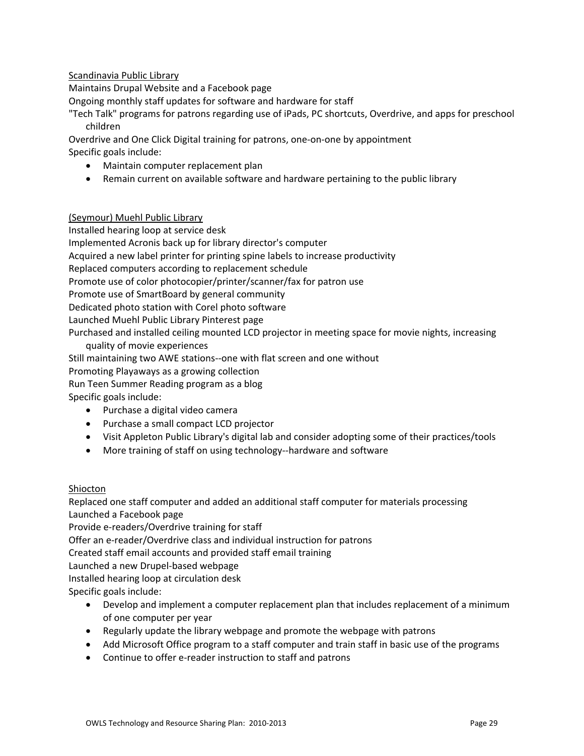Scandinavia Public Library

Maintains Drupal Website and a Facebook page

Ongoing monthly staff updates for software and hardware for staff

"Tech Talk" programs for patrons regarding use of iPads, PC shortcuts, Overdrive, and apps for preschool children

Overdrive and One Click Digital training for patrons, one-on-one by appointment

Specific goals include:

- Maintain computer replacement plan
- Remain current on available software and hardware pertaining to the public library

(Seymour) Muehl Public Library

Installed hearing loop at service desk

Implemented Acronis back up for library director's computer

Acquired a new label printer for printing spine labels to increase productivity

Replaced computers according to replacement schedule

Promote use of color photocopier/printer/scanner/fax for patron use

Promote use of SmartBoard by general community

Dedicated photo station with Corel photo software

Launched Muehl Public Library Pinterest page

Purchased and installed ceiling mounted LCD projector in meeting space for movie nights, increasing quality of movie experiences

Still maintaining two AWE stations--one with flat screen and one without

Promoting Playaways as a growing collection

Run Teen Summer Reading program as a blog

Specific goals include:

- Purchase a digital video camera
- Purchase a small compact LCD projector
- Visit Appleton Public Library's digital lab and consider adopting some of their practices/tools
- More training of staff on using technology--hardware and software

Shiocton

Replaced one staff computer and added an additional staff computer for materials processing

Launched a Facebook page

Provide e-readers/Overdrive training for staff

Offer an e-reader/Overdrive class and individual instruction for patrons

Created staff email accounts and provided staff email training

Launched a new Drupel-based webpage

Installed hearing loop at circulation desk

Specific goals include:

- Develop and implement a computer replacement plan that includes replacement of a minimum of one computer per year
- Regularly update the library webpage and promote the webpage with patrons
- Add Microsoft Office program to a staff computer and train staff in basic use of the programs
- Continue to offer e-reader instruction to staff and patrons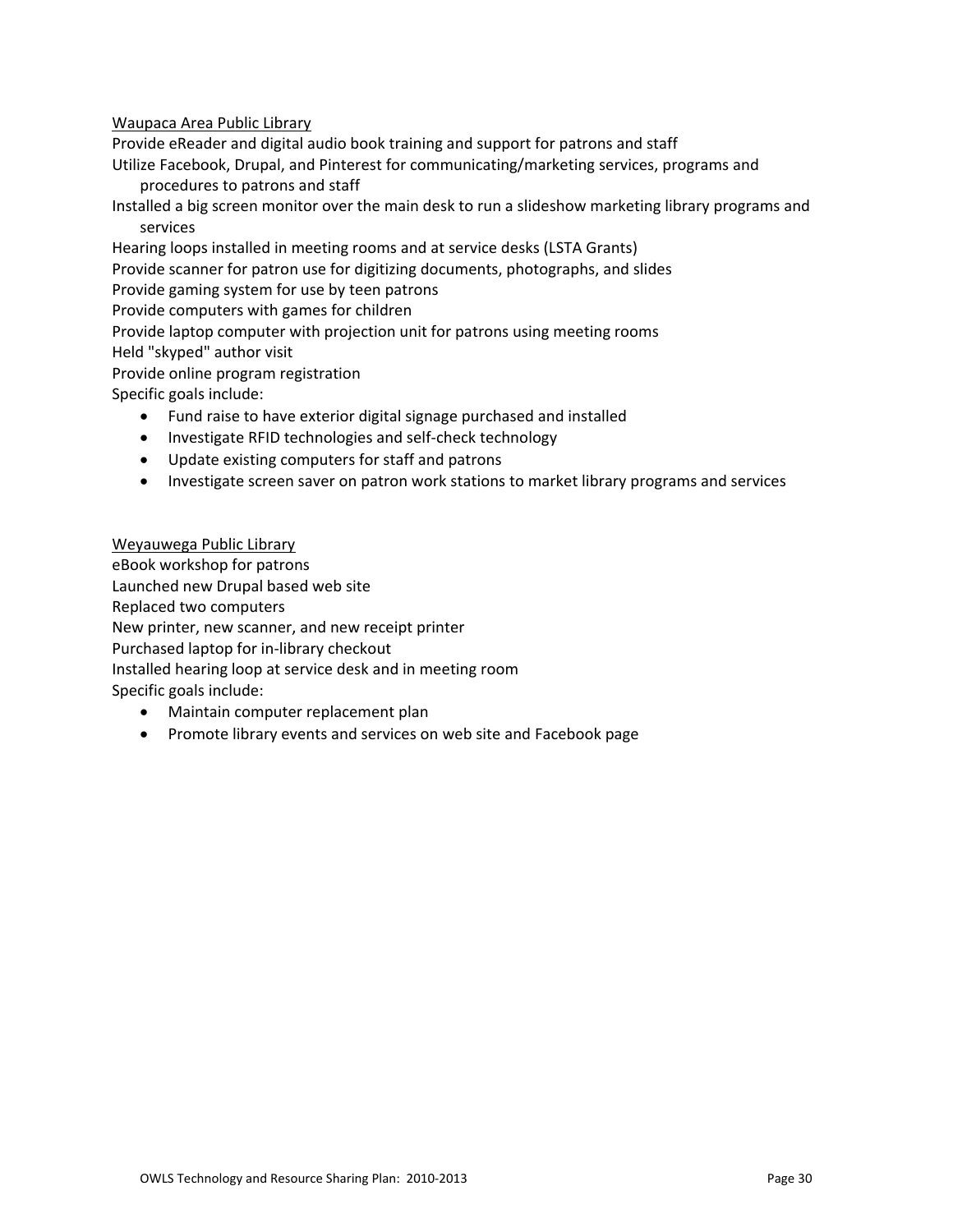<u>Waupaca Area Public Library</u>

Provide eReader and digital audio book training and support for patrons and staff

Utilize Facebook, Drupal, and Pinterest for communicating/marketing services, programs and procedures to patrons and staff

Installed a big screen monitor over the main desk to run a slideshow marketing library programs and services

Hearing loops installed in meeting rooms and at service desks (LSTA Grants)

Provide scanner for patron use for digitizing documents, photographs, and slides

Provide gaming system for use by teen patrons

Provide computers with games for children

Provide laptop computer with projection unit for patrons using meeting rooms

Held "skyped" author visit

Provide online program registration

Specific goals include:

- Fund raise to have exterior digital signage purchased and installed
- Investigate RFID technologies and self-check technology
- Update existing computers for staff and patrons
- Investigate screen saver on patron work stations to market library programs and services

<u>Weyauwega Public Library</u>

eBook workshop for patrons

Launched new Drupal based web site

Replaced two computers

New printer, new scanner, and new receipt printer

Purchased laptop for in-library checkout

Installed hearing loop at service desk and in meeting room

Specific goals include:

- Maintain computer replacement plan
- Promote library events and services on web site and Facebook page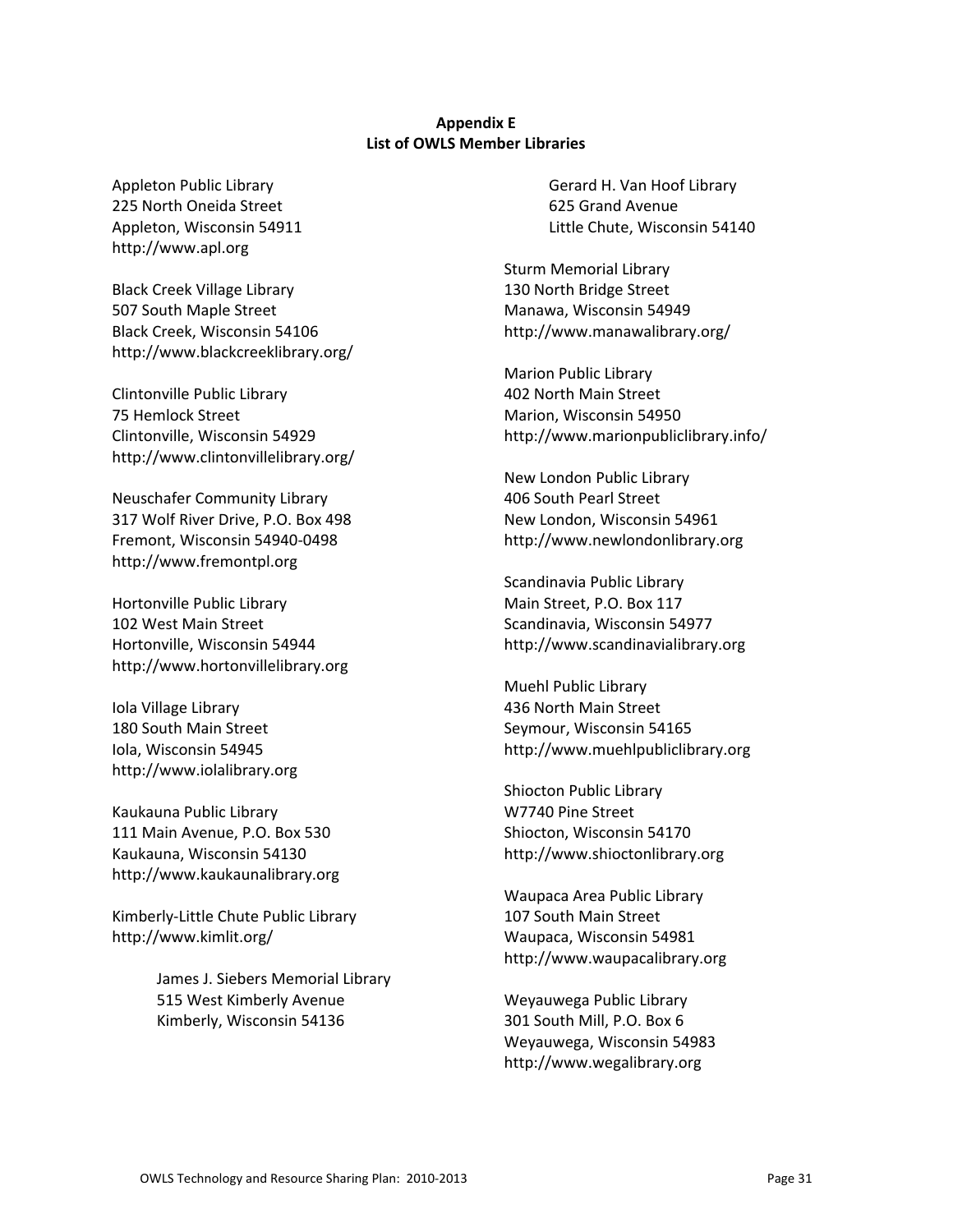## Appendix E
## List of OWLS Member Libraries

Appleton Public Library
225 North Oneida Street
Appleton, Wisconsin 54911
http://www.apl.org

Black Creek Village Library
507 South Maple Street
Black Creek, Wisconsin 54106
http://www.blackcreeklibrary.org/

Clintonville Public Library
75 Hemlock Street
Clintonville, Wisconsin 54929
http://www.clintonvillelibrary.org/

Neuschafer Community Library
317 Wolf River Drive, P.O. Box 498
Fremont, Wisconsin 54940-0498
http://www.fremontpl.org

Hortonville Public Library
102 West Main Street
Hortonville, Wisconsin 54944
http://www.hortonvillelibrary.org

Iola Village Library
180 South Main Street
Iola, Wisconsin 54945
http://www.iolalibrary.org

Kaukauna Public Library
111 Main Avenue, P.O. Box 530
Kaukauna, Wisconsin 54130
http://www.kaukaunalibrary.org

Kimberly-Little Chute Public Library
http://www.kimlit.org/

> James J. Siebers Memorial Library
> 515 West Kimberly Avenue
> Kimberly, Wisconsin 54136
>
> Gerard H. Van Hoof Library
> 625 Grand Avenue
> Little Chute, Wisconsin 54140

Sturm Memorial Library
130 North Bridge Street
Manawa, Wisconsin 54949
http://www.manawalibrary.org/

Marion Public Library
402 North Main Street
Marion, Wisconsin 54950
http://www.marionpubliclibrary.info/

New London Public Library
406 South Pearl Street
New London, Wisconsin 54961
http://www.newlondonlibrary.org

Scandinavia Public Library
Main Street, P.O. Box 117
Scandinavia, Wisconsin 54977
http://www.scandinavialibrary.org

Muehl Public Library
436 North Main Street
Seymour, Wisconsin 54165
http://www.muehlpubliclibrary.org

Shiocton Public Library
W7740 Pine Street
Shiocton, Wisconsin 54170
http://www.shioctonlibrary.org

Waupaca Area Public Library
107 South Main Street
Waupaca, Wisconsin 54981
http://www.waupacalibrary.org

Weyauwega Public Library
301 South Mill, P.O. Box 6
Weyauwega, Wisconsin 54983
http://www.wegalibrary.org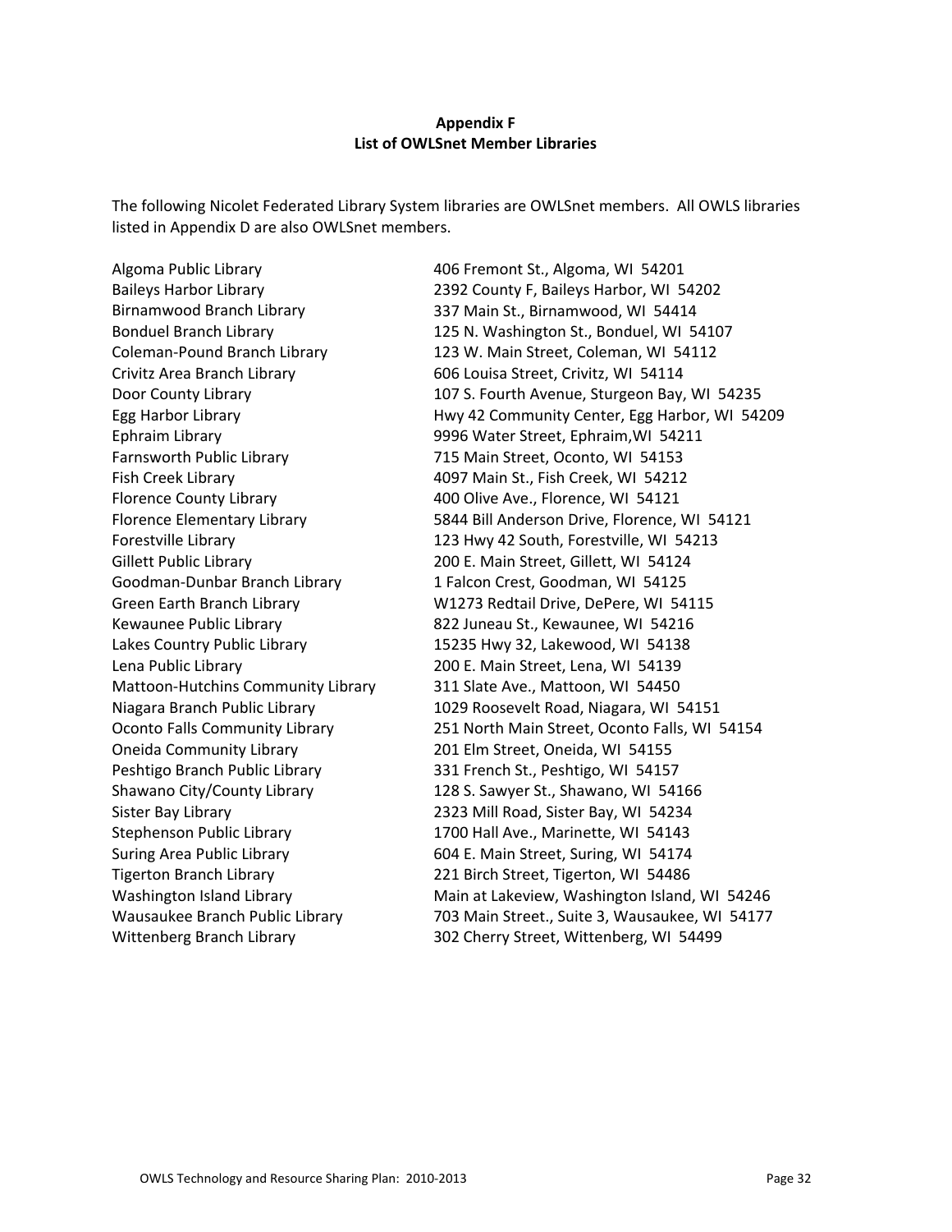**Appendix F**
**List of OWLSnet Member Libraries**

The following Nicolet Federated Library System libraries are OWLSnet members. All OWLS libraries listed in Appendix D are also OWLSnet members.

| | |
|---|---|
| Algoma Public Library | 406 Fremont St., Algoma, WI 54201 |
| Baileys Harbor Library | 2392 County F, Baileys Harbor, WI 54202 |
| Birnamwood Branch Library | 337 Main St., Birnamwood, WI 54414 |
| Bonduel Branch Library | 125 N. Washington St., Bonduel, WI 54107 |
| Coleman-Pound Branch Library | 123 W. Main Street, Coleman, WI 54112 |
| Crivitz Area Branch Library | 606 Louisa Street, Crivitz, WI 54114 |
| Door County Library | 107 S. Fourth Avenue, Sturgeon Bay, WI 54235 |
| Egg Harbor Library | Hwy 42 Community Center, Egg Harbor, WI 54209 |
| Ephraim Library | 9996 Water Street, Ephraim,WI 54211 |
| Farnsworth Public Library | 715 Main Street, Oconto, WI 54153 |
| Fish Creek Library | 4097 Main St., Fish Creek, WI 54212 |
| Florence County Library | 400 Olive Ave., Florence, WI 54121 |
| Florence Elementary Library | 5844 Bill Anderson Drive, Florence, WI 54121 |
| Forestville Library | 123 Hwy 42 South, Forestville, WI 54213 |
| Gillett Public Library | 200 E. Main Street, Gillett, WI 54124 |
| Goodman-Dunbar Branch Library | 1 Falcon Crest, Goodman, WI 54125 |
| Green Earth Branch Library | W1273 Redtail Drive, DePere, WI 54115 |
| Kewaunee Public Library | 822 Juneau St., Kewaunee, WI 54216 |
| Lakes Country Public Library | 15235 Hwy 32, Lakewood, WI 54138 |
| Lena Public Library | 200 E. Main Street, Lena, WI 54139 |
| Mattoon-Hutchins Community Library | 311 Slate Ave., Mattoon, WI 54450 |
| Niagara Branch Public Library | 1029 Roosevelt Road, Niagara, WI 54151 |
| Oconto Falls Community Library | 251 North Main Street, Oconto Falls, WI 54154 |
| Oneida Community Library | 201 Elm Street, Oneida, WI 54155 |
| Peshtigo Branch Public Library | 331 French St., Peshtigo, WI 54157 |
| Shawano City/County Library | 128 S. Sawyer St., Shawano, WI 54166 |
| Sister Bay Library | 2323 Mill Road, Sister Bay, WI 54234 |
| Stephenson Public Library | 1700 Hall Ave., Marinette, WI 54143 |
| Suring Area Public Library | 604 E. Main Street, Suring, WI 54174 |
| Tigerton Branch Library | 221 Birch Street, Tigerton, WI 54486 |
| Washington Island Library | Main at Lakeview, Washington Island, WI 54246 |
| Wausaukee Branch Public Library | 703 Main Street., Suite 3, Wausaukee, WI 54177 |
| Wittenberg Branch Library | 302 Cherry Street, Wittenberg, WI 54499 |